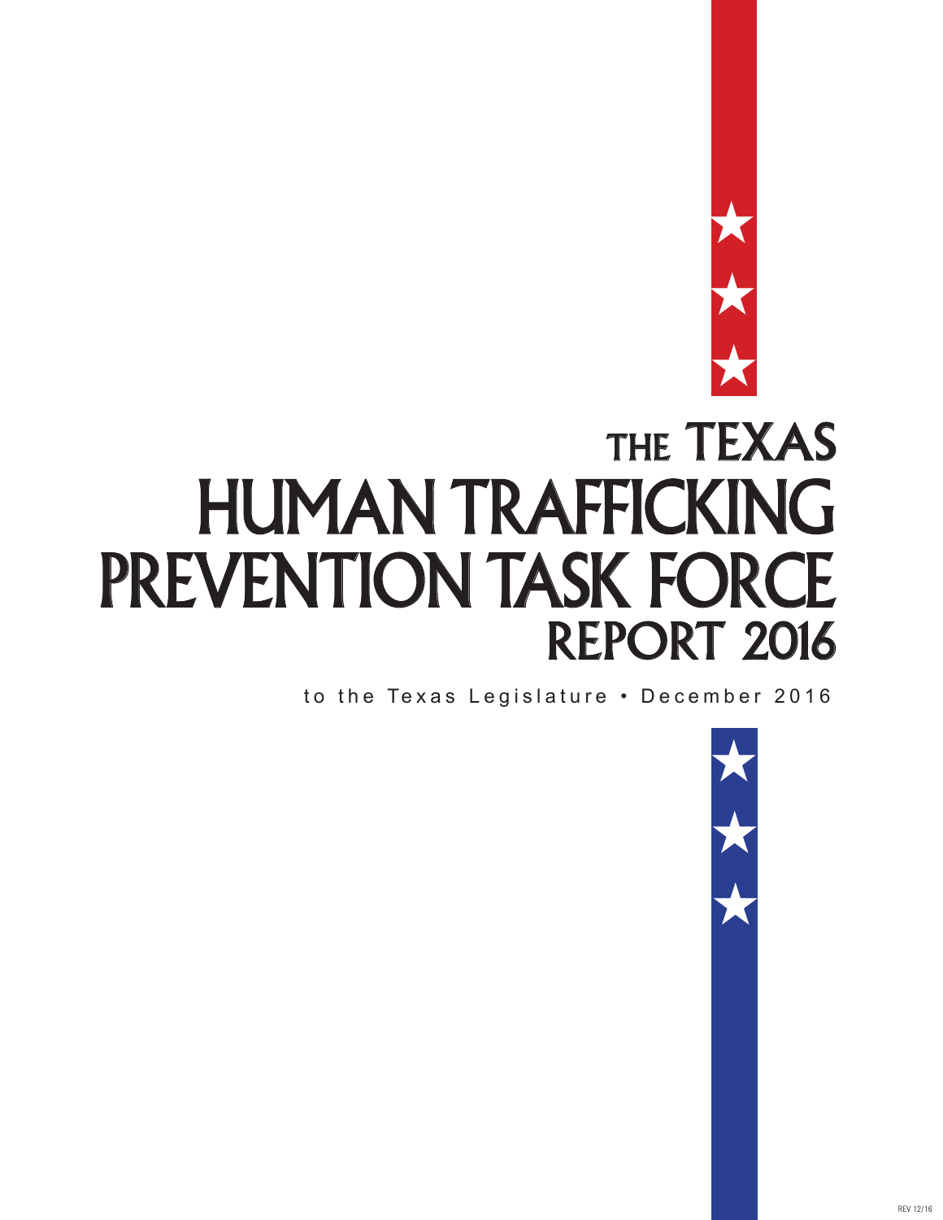# THE TEXAS HUMAN TRAFFICKING PREVENTION TASK FORCE REPORT 2016

to the Texas Legislature • December 2016

REV 12/16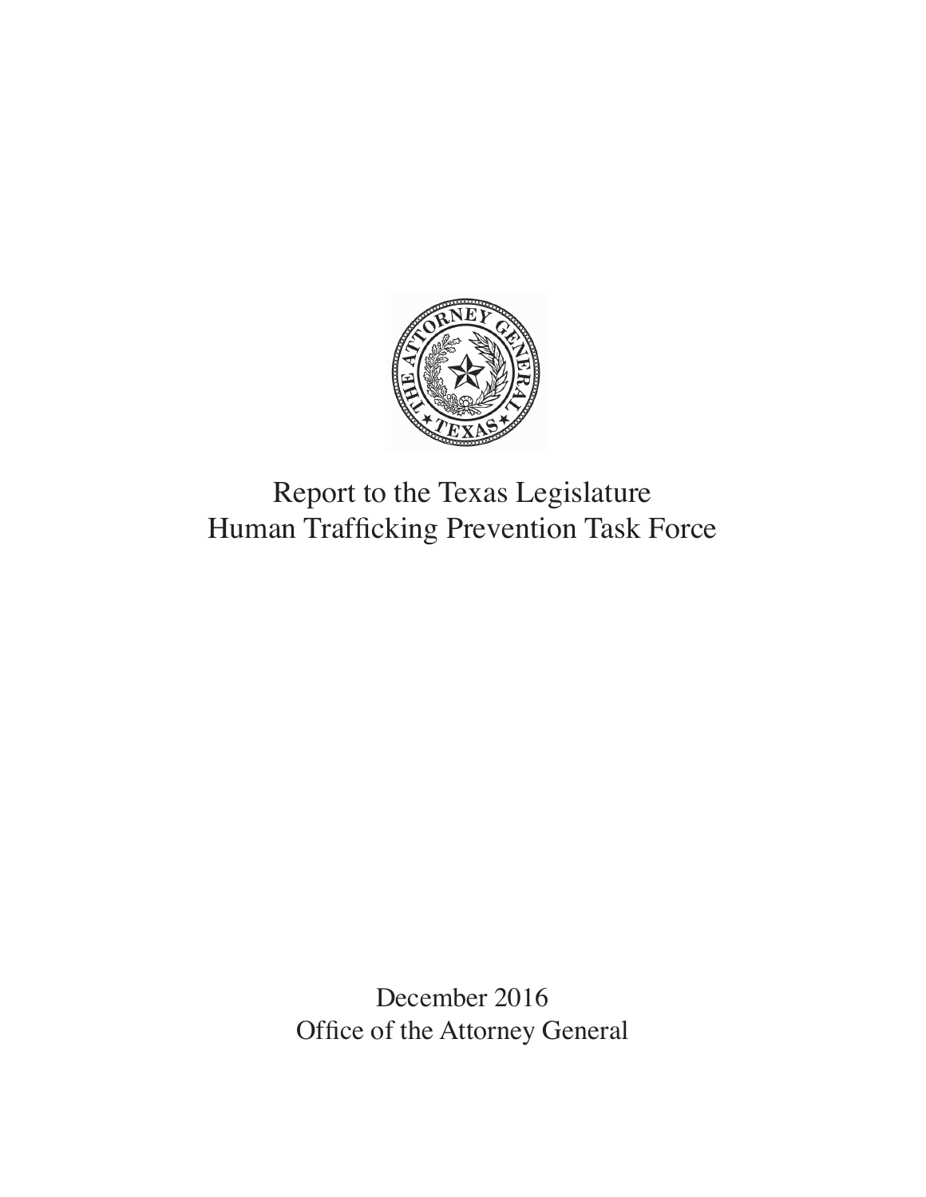# Report to the Texas Legislature
# Human Trafficking Prevention Task Force

December 2016
Office of the Attorney General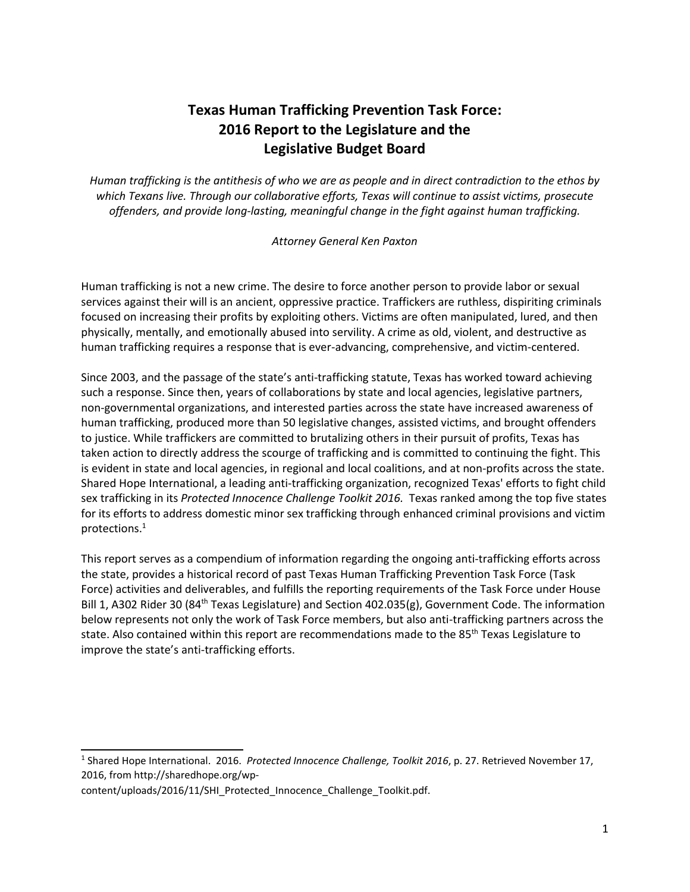# Texas Human Trafficking Prevention Task Force: 2016 Report to the Legislature and the Legislative Budget Board

*Human trafficking is the antithesis of who we are as people and in direct contradiction to the ethos by which Texans live. Through our collaborative efforts, Texas will continue to assist victims, prosecute offenders, and provide long-lasting, meaningful change in the fight against human trafficking.*

*Attorney General Ken Paxton*

Human trafficking is not a new crime. The desire to force another person to provide labor or sexual services against their will is an ancient, oppressive practice. Traffickers are ruthless, dispiriting criminals focused on increasing their profits by exploiting others. Victims are often manipulated, lured, and then physically, mentally, and emotionally abused into servility. A crime as old, violent, and destructive as human trafficking requires a response that is ever-advancing, comprehensive, and victim-centered.

Since 2003, and the passage of the state's anti-trafficking statute, Texas has worked toward achieving such a response. Since then, years of collaborations by state and local agencies, legislative partners, non-governmental organizations, and interested parties across the state have increased awareness of human trafficking, produced more than 50 legislative changes, assisted victims, and brought offenders to justice. While traffickers are committed to brutalizing others in their pursuit of profits, Texas has taken action to directly address the scourge of trafficking and is committed to continuing the fight. This is evident in state and local agencies, in regional and local coalitions, and at non-profits across the state. Shared Hope International, a leading anti-trafficking organization, recognized Texas' efforts to fight child sex trafficking in its *Protected Innocence Challenge Toolkit 2016.* Texas ranked among the top five states for its efforts to address domestic minor sex trafficking through enhanced criminal provisions and victim protections.[1]

This report serves as a compendium of information regarding the ongoing anti-trafficking efforts across the state, provides a historical record of past Texas Human Trafficking Prevention Task Force (Task Force) activities and deliverables, and fulfills the reporting requirements of the Task Force under House Bill 1, A302 Rider 30 (84th Texas Legislature) and Section 402.035(g), Government Code. The information below represents not only the work of Task Force members, but also anti-trafficking partners across the state. Also contained within this report are recommendations made to the 85th Texas Legislature to improve the state's anti-trafficking efforts.

---

[1] Shared Hope International. 2016. *Protected Innocence Challenge, Toolkit 2016*, p. 27. Retrieved November 17, 2016, from http://sharedhope.org/wp-content/uploads/2016/11/SHI_Protected_Innocence_Challenge_Toolkit.pdf.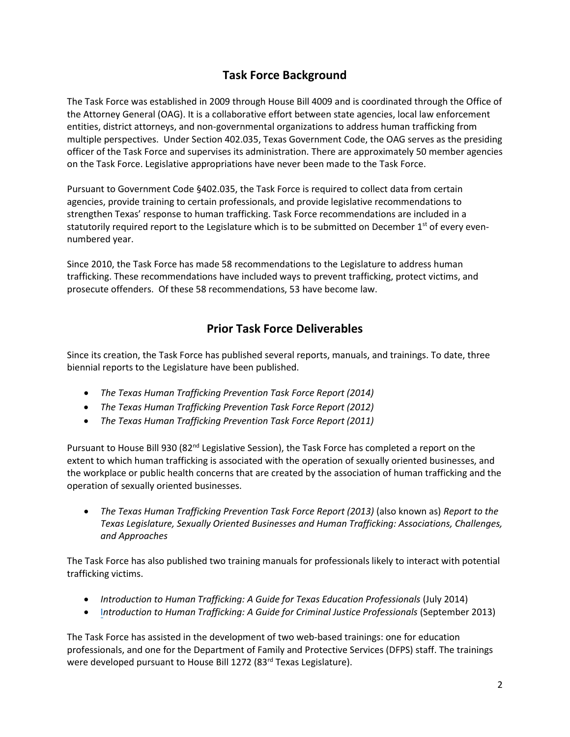## Task Force Background

The Task Force was established in 2009 through House Bill 4009 and is coordinated through the Office of the Attorney General (OAG). It is a collaborative effort between state agencies, local law enforcement entities, district attorneys, and non-governmental organizations to address human trafficking from multiple perspectives. Under Section 402.035, Texas Government Code, the OAG serves as the presiding officer of the Task Force and supervises its administration. There are approximately 50 member agencies on the Task Force. Legislative appropriations have never been made to the Task Force.

Pursuant to Government Code §402.035, the Task Force is required to collect data from certain agencies, provide training to certain professionals, and provide legislative recommendations to strengthen Texas' response to human trafficking. Task Force recommendations are included in a statutorily required report to the Legislature which is to be submitted on December 1st of every even-numbered year.

Since 2010, the Task Force has made 58 recommendations to the Legislature to address human trafficking. These recommendations have included ways to prevent trafficking, protect victims, and prosecute offenders. Of these 58 recommendations, 53 have become law.

## Prior Task Force Deliverables

Since its creation, the Task Force has published several reports, manuals, and trainings. To date, three biennial reports to the Legislature have been published.

- *The Texas Human Trafficking Prevention Task Force Report (2014)*
- *The Texas Human Trafficking Prevention Task Force Report (2012)*
- *The Texas Human Trafficking Prevention Task Force Report (2011)*

Pursuant to House Bill 930 (82nd Legislative Session), the Task Force has completed a report on the extent to which human trafficking is associated with the operation of sexually oriented businesses, and the workplace or public health concerns that are created by the association of human trafficking and the operation of sexually oriented businesses.

- *The Texas Human Trafficking Prevention Task Force Report (2013)* (also known as) *Report to the Texas Legislature, Sexually Oriented Businesses and Human Trafficking: Associations, Challenges, and Approaches*

The Task Force has also published two training manuals for professionals likely to interact with potential trafficking victims.

- *Introduction to Human Trafficking: A Guide for Texas Education Professionals* (July 2014)
- *Introduction to Human Trafficking: A Guide for Criminal Justice Professionals* (September 2013)

The Task Force has assisted in the development of two web-based trainings: one for education professionals, and one for the Department of Family and Protective Services (DFPS) staff. The trainings were developed pursuant to House Bill 1272 (83rd Texas Legislature).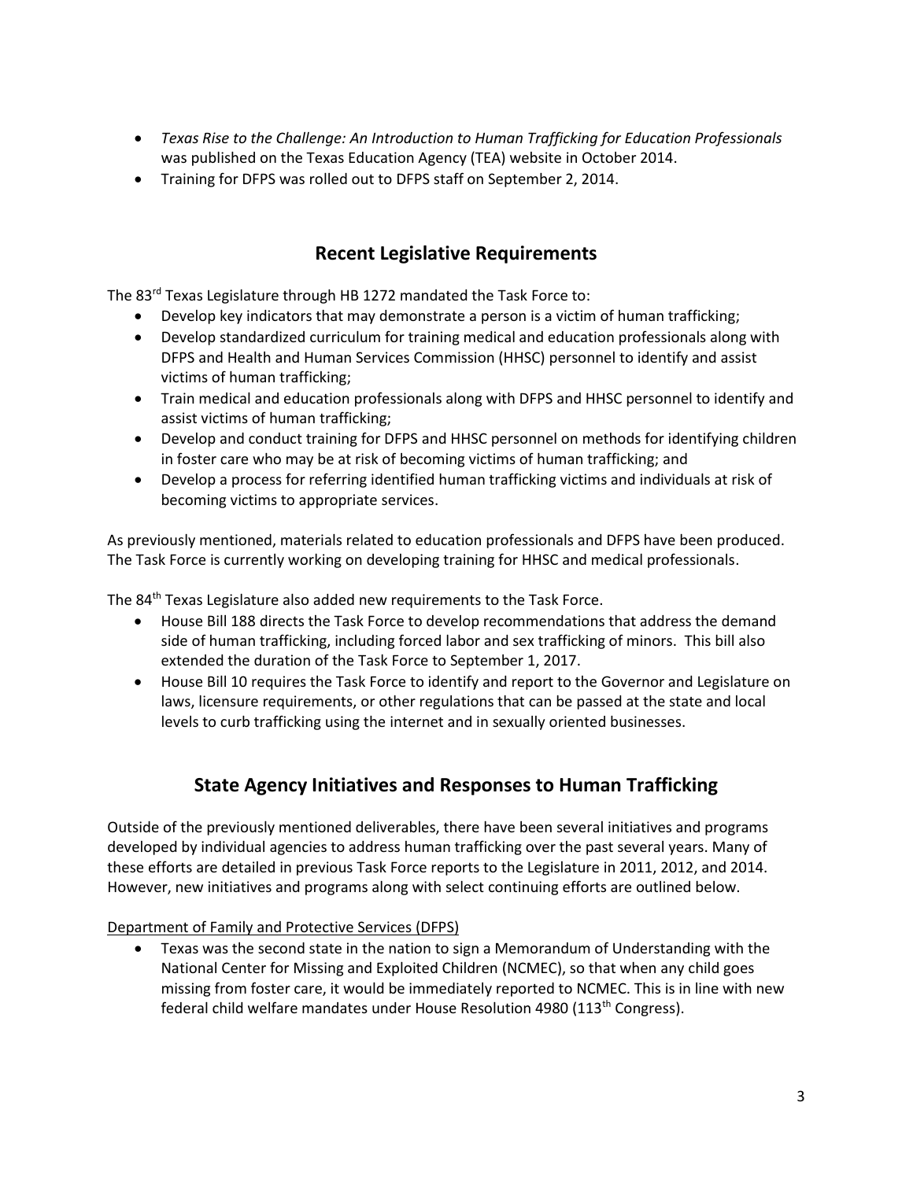- *Texas Rise to the Challenge: An Introduction to Human Trafficking for Education Professionals* was published on the Texas Education Agency (TEA) website in October 2014.
- Training for DFPS was rolled out to DFPS staff on September 2, 2014.

## Recent Legislative Requirements

The 83rd Texas Legislature through HB 1272 mandated the Task Force to:

- Develop key indicators that may demonstrate a person is a victim of human trafficking;
- Develop standardized curriculum for training medical and education professionals along with DFPS and Health and Human Services Commission (HHSC) personnel to identify and assist victims of human trafficking;
- Train medical and education professionals along with DFPS and HHSC personnel to identify and assist victims of human trafficking;
- Develop and conduct training for DFPS and HHSC personnel on methods for identifying children in foster care who may be at risk of becoming victims of human trafficking; and
- Develop a process for referring identified human trafficking victims and individuals at risk of becoming victims to appropriate services.

As previously mentioned, materials related to education professionals and DFPS have been produced. The Task Force is currently working on developing training for HHSC and medical professionals.

The 84th Texas Legislature also added new requirements to the Task Force.

- House Bill 188 directs the Task Force to develop recommendations that address the demand side of human trafficking, including forced labor and sex trafficking of minors. This bill also extended the duration of the Task Force to September 1, 2017.
- House Bill 10 requires the Task Force to identify and report to the Governor and Legislature on laws, licensure requirements, or other regulations that can be passed at the state and local levels to curb trafficking using the internet and in sexually oriented businesses.

## State Agency Initiatives and Responses to Human Trafficking

Outside of the previously mentioned deliverables, there have been several initiatives and programs developed by individual agencies to address human trafficking over the past several years. Many of these efforts are detailed in previous Task Force reports to the Legislature in 2011, 2012, and 2014. However, new initiatives and programs along with select continuing efforts are outlined below.

Department of Family and Protective Services (DFPS)

- Texas was the second state in the nation to sign a Memorandum of Understanding with the National Center for Missing and Exploited Children (NCMEC), so that when any child goes missing from foster care, it would be immediately reported to NCMEC. This is in line with new federal child welfare mandates under House Resolution 4980 (113th Congress).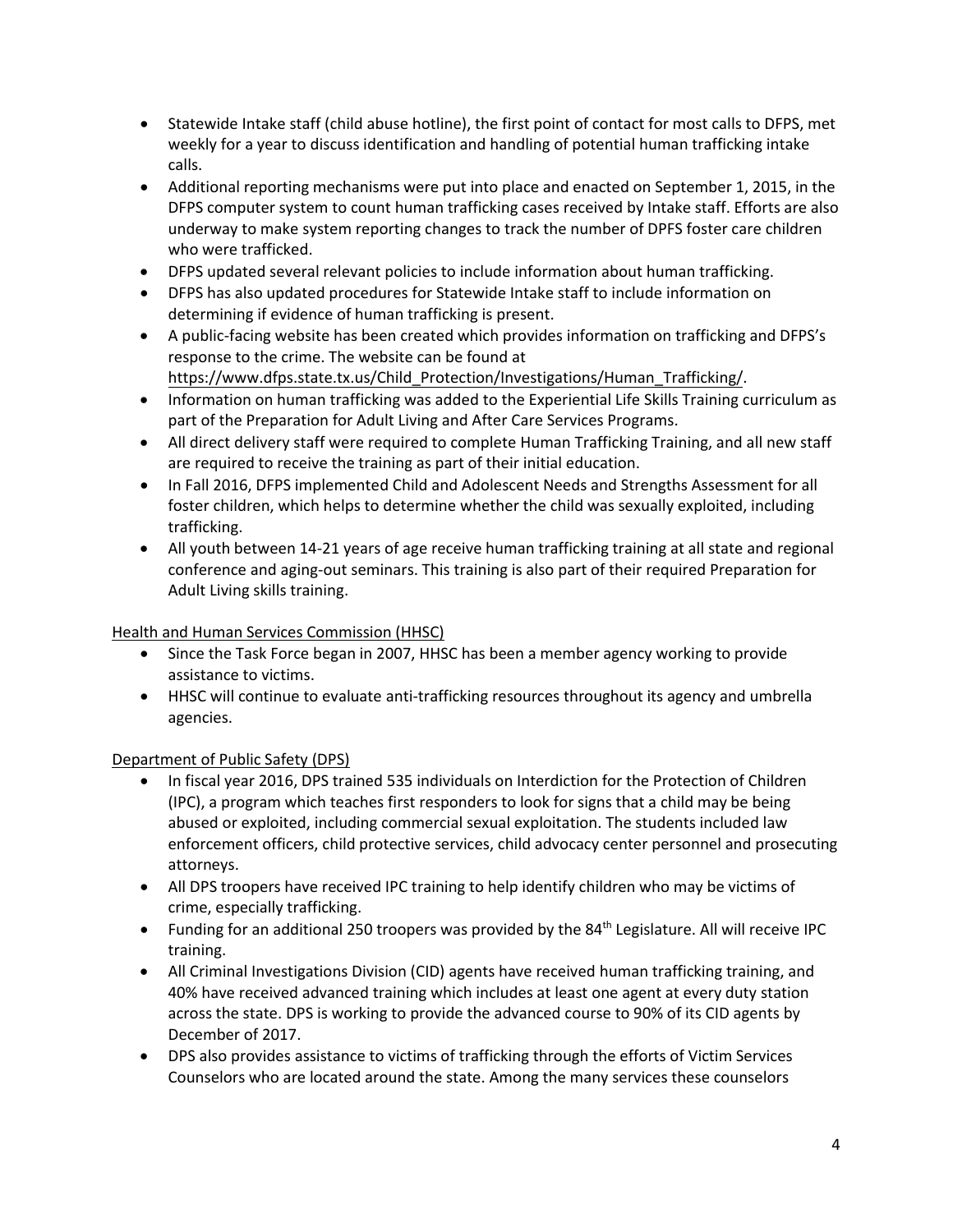- Statewide Intake staff (child abuse hotline), the first point of contact for most calls to DFPS, met weekly for a year to discuss identification and handling of potential human trafficking intake calls.
- Additional reporting mechanisms were put into place and enacted on September 1, 2015, in the DFPS computer system to count human trafficking cases received by Intake staff. Efforts are also underway to make system reporting changes to track the number of DPFS foster care children who were trafficked.
- DFPS updated several relevant policies to include information about human trafficking.
- DFPS has also updated procedures for Statewide Intake staff to include information on determining if evidence of human trafficking is present.
- A public-facing website has been created which provides information on trafficking and DFPS's response to the crime. The website can be found at https://www.dfps.state.tx.us/Child_Protection/Investigations/Human_Trafficking/.
- Information on human trafficking was added to the Experiential Life Skills Training curriculum as part of the Preparation for Adult Living and After Care Services Programs.
- All direct delivery staff were required to complete Human Trafficking Training, and all new staff are required to receive the training as part of their initial education.
- In Fall 2016, DFPS implemented Child and Adolescent Needs and Strengths Assessment for all foster children, which helps to determine whether the child was sexually exploited, including trafficking.
- All youth between 14-21 years of age receive human trafficking training at all state and regional conference and aging-out seminars. This training is also part of their required Preparation for Adult Living skills training.

Health and Human Services Commission (HHSC)

- Since the Task Force began in 2007, HHSC has been a member agency working to provide assistance to victims.
- HHSC will continue to evaluate anti-trafficking resources throughout its agency and umbrella agencies.

Department of Public Safety (DPS)

- In fiscal year 2016, DPS trained 535 individuals on Interdiction for the Protection of Children (IPC), a program which teaches first responders to look for signs that a child may be being abused or exploited, including commercial sexual exploitation. The students included law enforcement officers, child protective services, child advocacy center personnel and prosecuting attorneys.
- All DPS troopers have received IPC training to help identify children who may be victims of crime, especially trafficking.
- Funding for an additional 250 troopers was provided by the 84th Legislature. All will receive IPC training.
- All Criminal Investigations Division (CID) agents have received human trafficking training, and 40% have received advanced training which includes at least one agent at every duty station across the state. DPS is working to provide the advanced course to 90% of its CID agents by December of 2017.
- DPS also provides assistance to victims of trafficking through the efforts of Victim Services Counselors who are located around the state. Among the many services these counselors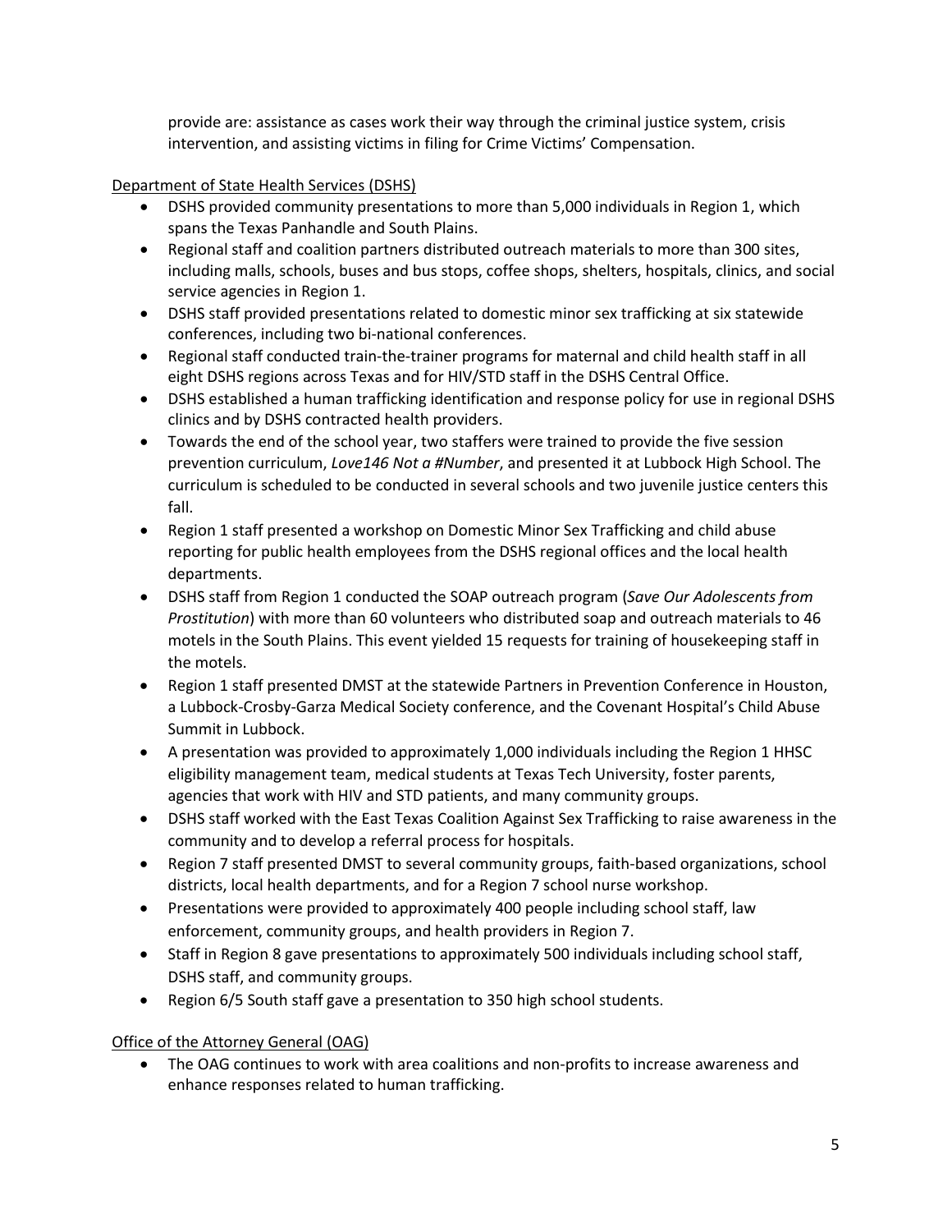provide are: assistance as cases work their way through the criminal justice system, crisis intervention, and assisting victims in filing for Crime Victims' Compensation.

Department of State Health Services (DSHS)

- DSHS provided community presentations to more than 5,000 individuals in Region 1, which spans the Texas Panhandle and South Plains.
- Regional staff and coalition partners distributed outreach materials to more than 300 sites, including malls, schools, buses and bus stops, coffee shops, shelters, hospitals, clinics, and social service agencies in Region 1.
- DSHS staff provided presentations related to domestic minor sex trafficking at six statewide conferences, including two bi-national conferences.
- Regional staff conducted train-the-trainer programs for maternal and child health staff in all eight DSHS regions across Texas and for HIV/STD staff in the DSHS Central Office.
- DSHS established a human trafficking identification and response policy for use in regional DSHS clinics and by DSHS contracted health providers.
- Towards the end of the school year, two staffers were trained to provide the five session prevention curriculum, *Love146 Not a #Number*, and presented it at Lubbock High School. The curriculum is scheduled to be conducted in several schools and two juvenile justice centers this fall.
- Region 1 staff presented a workshop on Domestic Minor Sex Trafficking and child abuse reporting for public health employees from the DSHS regional offices and the local health departments.
- DSHS staff from Region 1 conducted the SOAP outreach program (*Save Our Adolescents from Prostitution*) with more than 60 volunteers who distributed soap and outreach materials to 46 motels in the South Plains. This event yielded 15 requests for training of housekeeping staff in the motels.
- Region 1 staff presented DMST at the statewide Partners in Prevention Conference in Houston, a Lubbock-Crosby-Garza Medical Society conference, and the Covenant Hospital's Child Abuse Summit in Lubbock.
- A presentation was provided to approximately 1,000 individuals including the Region 1 HHSC eligibility management team, medical students at Texas Tech University, foster parents, agencies that work with HIV and STD patients, and many community groups.
- DSHS staff worked with the East Texas Coalition Against Sex Trafficking to raise awareness in the community and to develop a referral process for hospitals.
- Region 7 staff presented DMST to several community groups, faith-based organizations, school districts, local health departments, and for a Region 7 school nurse workshop.
- Presentations were provided to approximately 400 people including school staff, law enforcement, community groups, and health providers in Region 7.
- Staff in Region 8 gave presentations to approximately 500 individuals including school staff, DSHS staff, and community groups.
- Region 6/5 South staff gave a presentation to 350 high school students.

Office of the Attorney General (OAG)

- The OAG continues to work with area coalitions and non-profits to increase awareness and enhance responses related to human trafficking.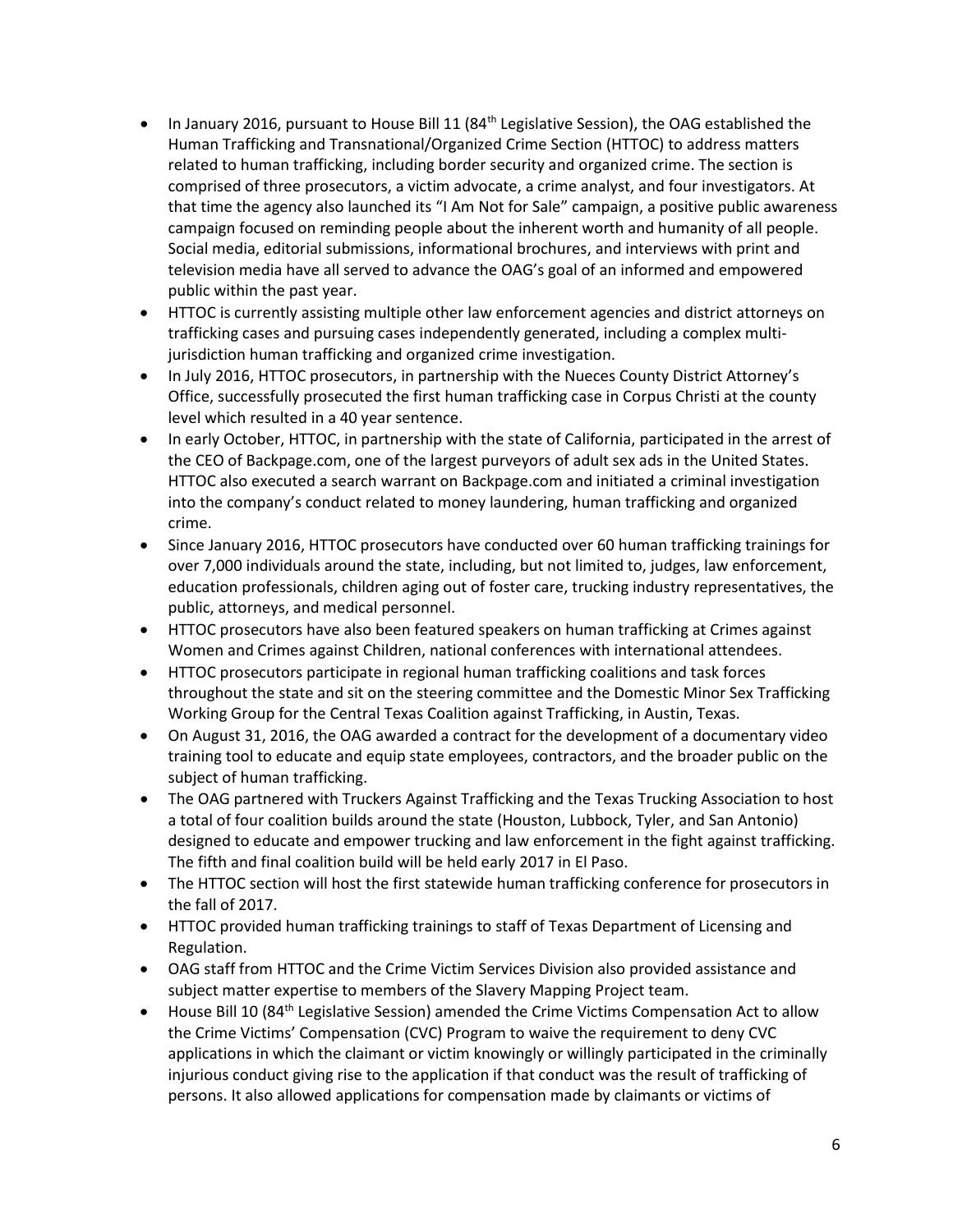- In January 2016, pursuant to House Bill 11 (84th Legislative Session), the OAG established the Human Trafficking and Transnational/Organized Crime Section (HTTOC) to address matters related to human trafficking, including border security and organized crime. The section is comprised of three prosecutors, a victim advocate, a crime analyst, and four investigators. At that time the agency also launched its "I Am Not for Sale" campaign, a positive public awareness campaign focused on reminding people about the inherent worth and humanity of all people. Social media, editorial submissions, informational brochures, and interviews with print and television media have all served to advance the OAG's goal of an informed and empowered public within the past year.
- HTTOC is currently assisting multiple other law enforcement agencies and district attorneys on trafficking cases and pursuing cases independently generated, including a complex multi-jurisdiction human trafficking and organized crime investigation.
- In July 2016, HTTOC prosecutors, in partnership with the Nueces County District Attorney's Office, successfully prosecuted the first human trafficking case in Corpus Christi at the county level which resulted in a 40 year sentence.
- In early October, HTTOC, in partnership with the state of California, participated in the arrest of the CEO of Backpage.com, one of the largest purveyors of adult sex ads in the United States. HTTOC also executed a search warrant on Backpage.com and initiated a criminal investigation into the company's conduct related to money laundering, human trafficking and organized crime.
- Since January 2016, HTTOC prosecutors have conducted over 60 human trafficking trainings for over 7,000 individuals around the state, including, but not limited to, judges, law enforcement, education professionals, children aging out of foster care, trucking industry representatives, the public, attorneys, and medical personnel.
- HTTOC prosecutors have also been featured speakers on human trafficking at Crimes against Women and Crimes against Children, national conferences with international attendees.
- HTTOC prosecutors participate in regional human trafficking coalitions and task forces throughout the state and sit on the steering committee and the Domestic Minor Sex Trafficking Working Group for the Central Texas Coalition against Trafficking, in Austin, Texas.
- On August 31, 2016, the OAG awarded a contract for the development of a documentary video training tool to educate and equip state employees, contractors, and the broader public on the subject of human trafficking.
- The OAG partnered with Truckers Against Trafficking and the Texas Trucking Association to host a total of four coalition builds around the state (Houston, Lubbock, Tyler, and San Antonio) designed to educate and empower trucking and law enforcement in the fight against trafficking. The fifth and final coalition build will be held early 2017 in El Paso.
- The HTTOC section will host the first statewide human trafficking conference for prosecutors in the fall of 2017.
- HTTOC provided human trafficking trainings to staff of Texas Department of Licensing and Regulation.
- OAG staff from HTTOC and the Crime Victim Services Division also provided assistance and subject matter expertise to members of the Slavery Mapping Project team.
- House Bill 10 (84th Legislative Session) amended the Crime Victims Compensation Act to allow the Crime Victims' Compensation (CVC) Program to waive the requirement to deny CVC applications in which the claimant or victim knowingly or willingly participated in the criminally injurious conduct giving rise to the application if that conduct was the result of trafficking of persons. It also allowed applications for compensation made by claimants or victims of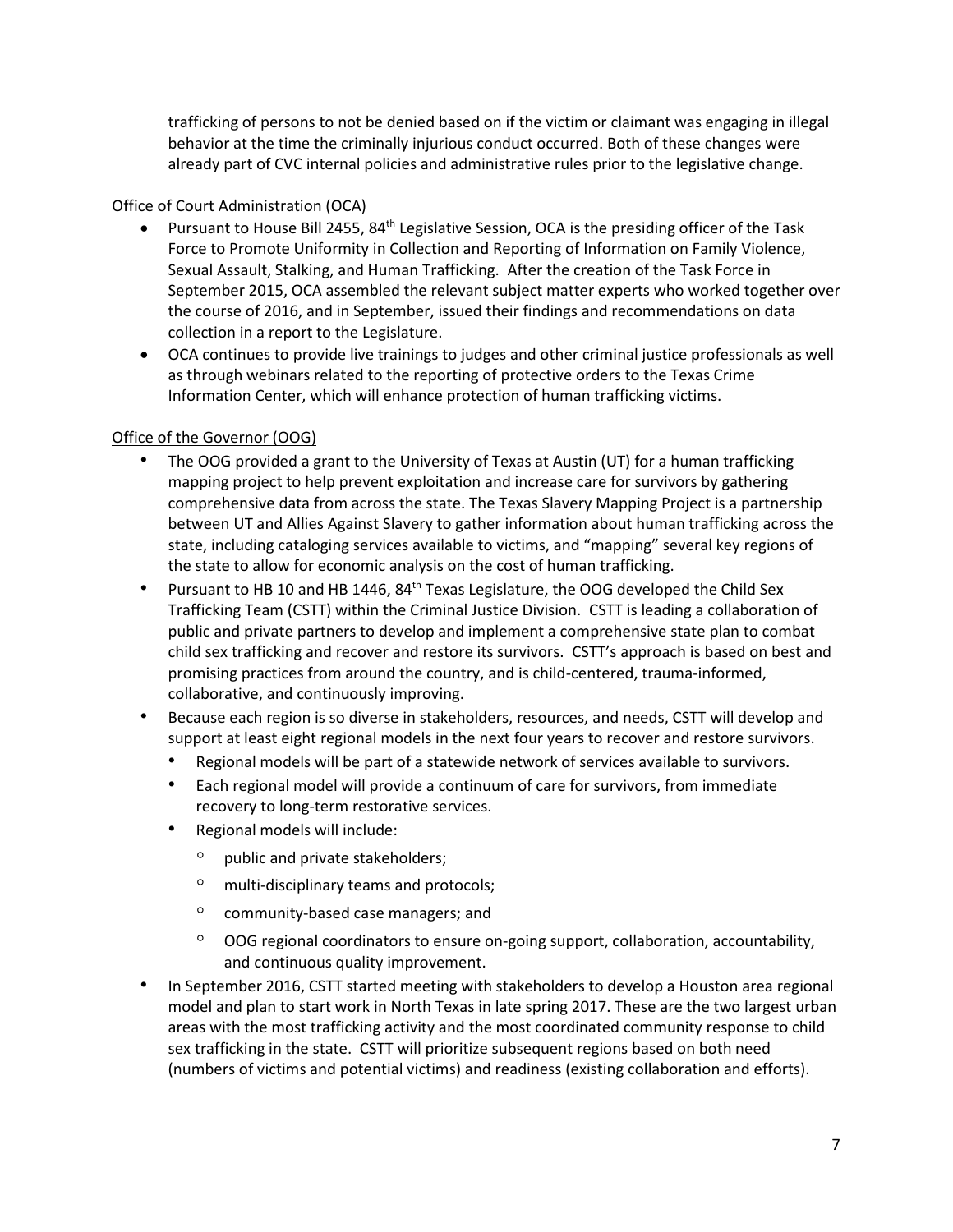trafficking of persons to not be denied based on if the victim or claimant was engaging in illegal behavior at the time the criminally injurious conduct occurred. Both of these changes were already part of CVC internal policies and administrative rules prior to the legislative change.

Office of Court Administration (OCA)

- Pursuant to House Bill 2455, 84th Legislative Session, OCA is the presiding officer of the Task Force to Promote Uniformity in Collection and Reporting of Information on Family Violence, Sexual Assault, Stalking, and Human Trafficking. After the creation of the Task Force in September 2015, OCA assembled the relevant subject matter experts who worked together over the course of 2016, and in September, issued their findings and recommendations on data collection in a report to the Legislature.
- OCA continues to provide live trainings to judges and other criminal justice professionals as well as through webinars related to the reporting of protective orders to the Texas Crime Information Center, which will enhance protection of human trafficking victims.

Office of the Governor (OOG)

- The OOG provided a grant to the University of Texas at Austin (UT) for a human trafficking mapping project to help prevent exploitation and increase care for survivors by gathering comprehensive data from across the state. The Texas Slavery Mapping Project is a partnership between UT and Allies Against Slavery to gather information about human trafficking across the state, including cataloging services available to victims, and "mapping" several key regions of the state to allow for economic analysis on the cost of human trafficking.
- Pursuant to HB 10 and HB 1446, 84th Texas Legislature, the OOG developed the Child Sex Trafficking Team (CSTT) within the Criminal Justice Division. CSTT is leading a collaboration of public and private partners to develop and implement a comprehensive state plan to combat child sex trafficking and recover and restore its survivors. CSTT's approach is based on best and promising practices from around the country, and is child-centered, trauma-informed, collaborative, and continuously improving.
- Because each region is so diverse in stakeholders, resources, and needs, CSTT will develop and support at least eight regional models in the next four years to recover and restore survivors.
  - Regional models will be part of a statewide network of services available to survivors.
  - Each regional model will provide a continuum of care for survivors, from immediate recovery to long-term restorative services.
  - Regional models will include:
    - public and private stakeholders;
    - multi-disciplinary teams and protocols;
    - community-based case managers; and
    - OOG regional coordinators to ensure on-going support, collaboration, accountability, and continuous quality improvement.
- In September 2016, CSTT started meeting with stakeholders to develop a Houston area regional model and plan to start work in North Texas in late spring 2017. These are the two largest urban areas with the most trafficking activity and the most coordinated community response to child sex trafficking in the state. CSTT will prioritize subsequent regions based on both need (numbers of victims and potential victims) and readiness (existing collaboration and efforts).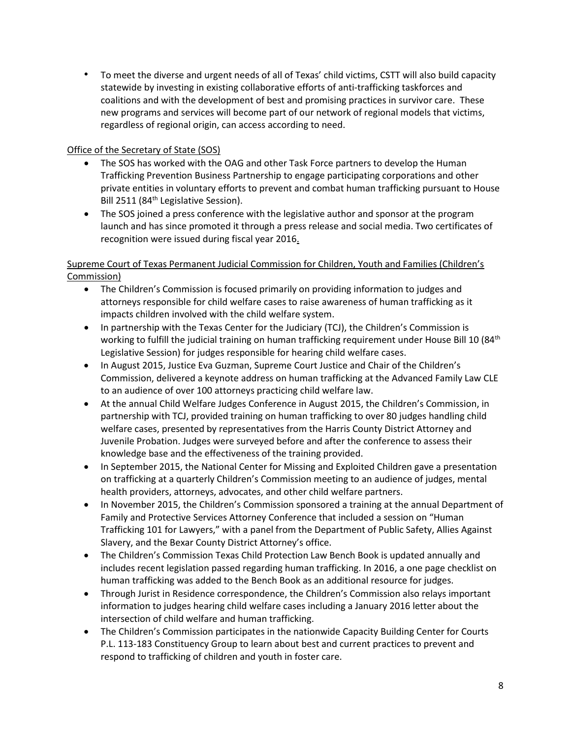- To meet the diverse and urgent needs of all of Texas' child victims, CSTT will also build capacity statewide by investing in existing collaborative efforts of anti-trafficking taskforces and coalitions and with the development of best and promising practices in survivor care. These new programs and services will become part of our network of regional models that victims, regardless of regional origin, can access according to need.

<u>Office of the Secretary of State (SOS)</u>

- The SOS has worked with the OAG and other Task Force partners to develop the Human Trafficking Prevention Business Partnership to engage participating corporations and other private entities in voluntary efforts to prevent and combat human trafficking pursuant to House Bill 2511 (84th Legislative Session).
- The SOS joined a press conference with the legislative author and sponsor at the program launch and has since promoted it through a press release and social media. Two certificates of recognition were issued during fiscal year 2016.

<u>Supreme Court of Texas Permanent Judicial Commission for Children, Youth and Families (Children's Commission)</u>

- The Children's Commission is focused primarily on providing information to judges and attorneys responsible for child welfare cases to raise awareness of human trafficking as it impacts children involved with the child welfare system.
- In partnership with the Texas Center for the Judiciary (TCJ), the Children's Commission is working to fulfill the judicial training on human trafficking requirement under House Bill 10 (84th Legislative Session) for judges responsible for hearing child welfare cases.
- In August 2015, Justice Eva Guzman, Supreme Court Justice and Chair of the Children's Commission, delivered a keynote address on human trafficking at the Advanced Family Law CLE to an audience of over 100 attorneys practicing child welfare law.
- At the annual Child Welfare Judges Conference in August 2015, the Children's Commission, in partnership with TCJ, provided training on human trafficking to over 80 judges handling child welfare cases, presented by representatives from the Harris County District Attorney and Juvenile Probation. Judges were surveyed before and after the conference to assess their knowledge base and the effectiveness of the training provided.
- In September 2015, the National Center for Missing and Exploited Children gave a presentation on trafficking at a quarterly Children's Commission meeting to an audience of judges, mental health providers, attorneys, advocates, and other child welfare partners.
- In November 2015, the Children's Commission sponsored a training at the annual Department of Family and Protective Services Attorney Conference that included a session on "Human Trafficking 101 for Lawyers," with a panel from the Department of Public Safety, Allies Against Slavery, and the Bexar County District Attorney's office.
- The Children's Commission Texas Child Protection Law Bench Book is updated annually and includes recent legislation passed regarding human trafficking. In 2016, a one page checklist on human trafficking was added to the Bench Book as an additional resource for judges.
- Through Jurist in Residence correspondence, the Children's Commission also relays important information to judges hearing child welfare cases including a January 2016 letter about the intersection of child welfare and human trafficking.
- The Children's Commission participates in the nationwide Capacity Building Center for Courts P.L. 113-183 Constituency Group to learn about best and current practices to prevent and respond to trafficking of children and youth in foster care.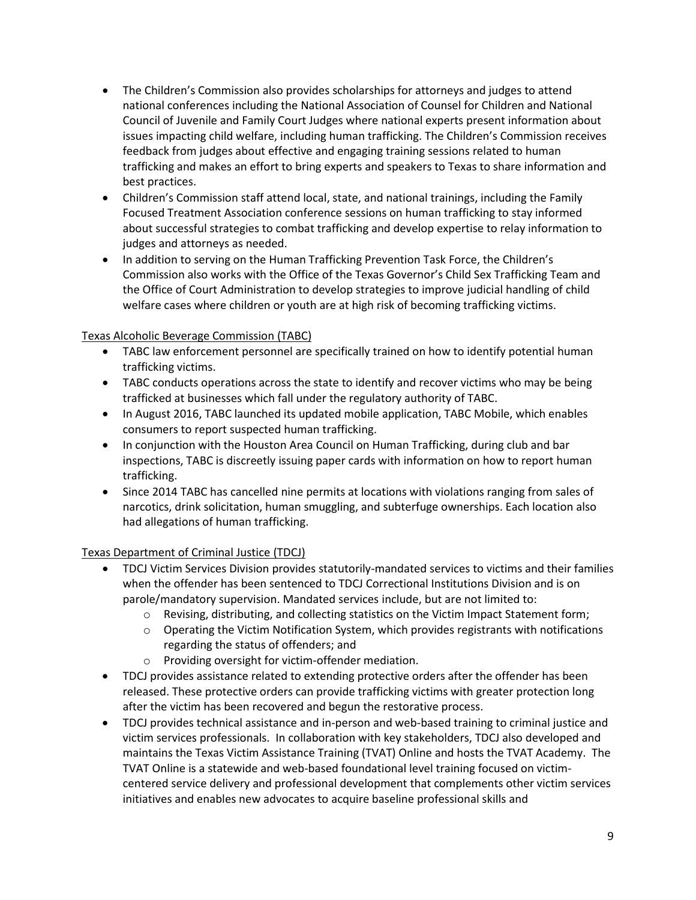- The Children's Commission also provides scholarships for attorneys and judges to attend national conferences including the National Association of Counsel for Children and National Council of Juvenile and Family Court Judges where national experts present information about issues impacting child welfare, including human trafficking. The Children's Commission receives feedback from judges about effective and engaging training sessions related to human trafficking and makes an effort to bring experts and speakers to Texas to share information and best practices.
- Children's Commission staff attend local, state, and national trainings, including the Family Focused Treatment Association conference sessions on human trafficking to stay informed about successful strategies to combat trafficking and develop expertise to relay information to judges and attorneys as needed.
- In addition to serving on the Human Trafficking Prevention Task Force, the Children's Commission also works with the Office of the Texas Governor's Child Sex Trafficking Team and the Office of Court Administration to develop strategies to improve judicial handling of child welfare cases where children or youth are at high risk of becoming trafficking victims.

Texas Alcoholic Beverage Commission (TABC)

- TABC law enforcement personnel are specifically trained on how to identify potential human trafficking victims.
- TABC conducts operations across the state to identify and recover victims who may be being trafficked at businesses which fall under the regulatory authority of TABC.
- In August 2016, TABC launched its updated mobile application, TABC Mobile, which enables consumers to report suspected human trafficking.
- In conjunction with the Houston Area Council on Human Trafficking, during club and bar inspections, TABC is discreetly issuing paper cards with information on how to report human trafficking.
- Since 2014 TABC has cancelled nine permits at locations with violations ranging from sales of narcotics, drink solicitation, human smuggling, and subterfuge ownerships. Each location also had allegations of human trafficking.

Texas Department of Criminal Justice (TDCJ)

- TDCJ Victim Services Division provides statutorily-mandated services to victims and their families when the offender has been sentenced to TDCJ Correctional Institutions Division and is on parole/mandatory supervision. Mandated services include, but are not limited to:
    - Revising, distributing, and collecting statistics on the Victim Impact Statement form;
    - Operating the Victim Notification System, which provides registrants with notifications regarding the status of offenders; and
    - Providing oversight for victim-offender mediation.
- TDCJ provides assistance related to extending protective orders after the offender has been released. These protective orders can provide trafficking victims with greater protection long after the victim has been recovered and begun the restorative process.
- TDCJ provides technical assistance and in-person and web-based training to criminal justice and victim services professionals. In collaboration with key stakeholders, TDCJ also developed and maintains the Texas Victim Assistance Training (TVAT) Online and hosts the TVAT Academy. The TVAT Online is a statewide and web-based foundational level training focused on victim-centered service delivery and professional development that complements other victim services initiatives and enables new advocates to acquire baseline professional skills and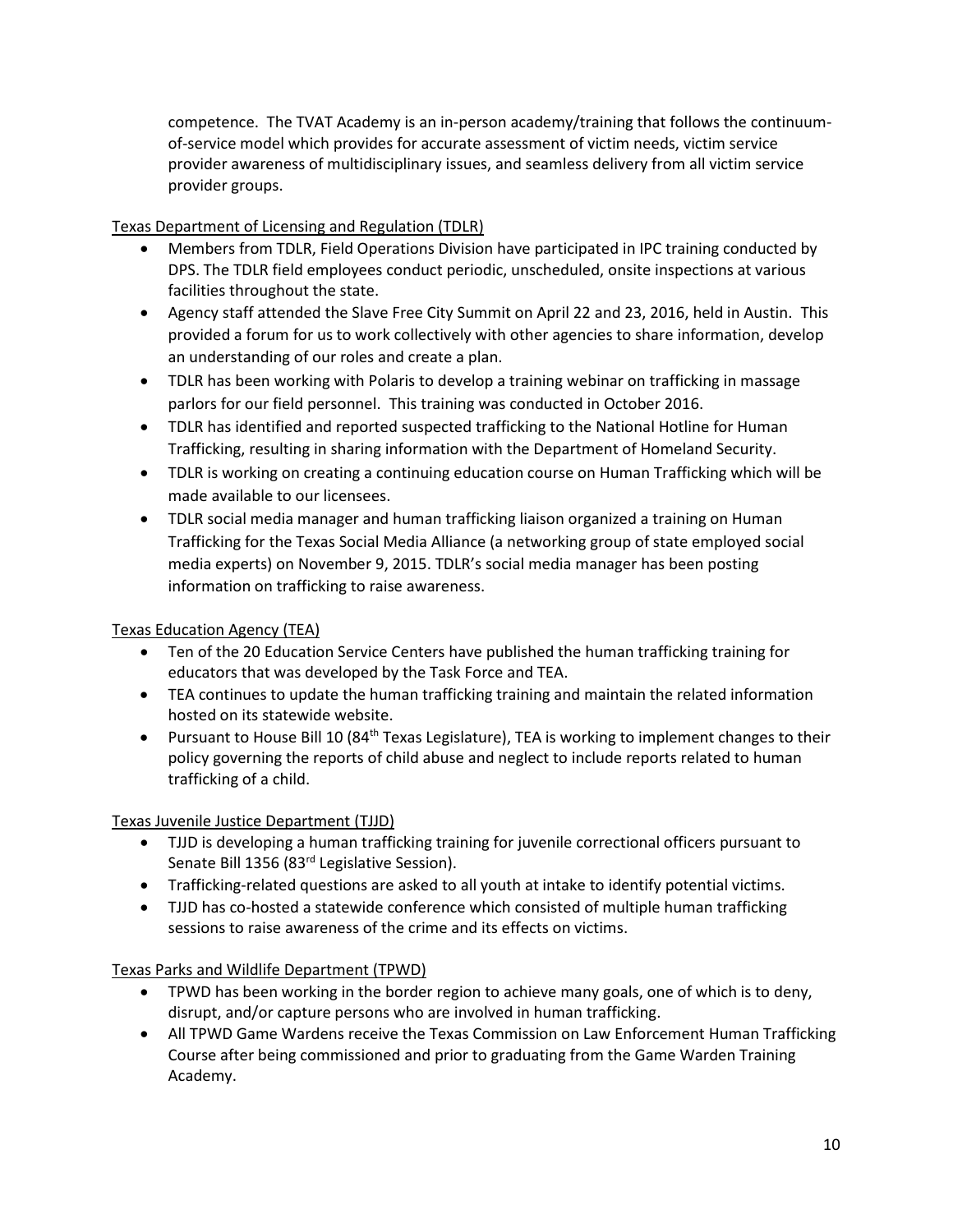competence. The TVAT Academy is an in-person academy/training that follows the continuum-of-service model which provides for accurate assessment of victim needs, victim service provider awareness of multidisciplinary issues, and seamless delivery from all victim service provider groups.

Texas Department of Licensing and Regulation (TDLR)

- Members from TDLR, Field Operations Division have participated in IPC training conducted by DPS. The TDLR field employees conduct periodic, unscheduled, onsite inspections at various facilities throughout the state.
- Agency staff attended the Slave Free City Summit on April 22 and 23, 2016, held in Austin. This provided a forum for us to work collectively with other agencies to share information, develop an understanding of our roles and create a plan.
- TDLR has been working with Polaris to develop a training webinar on trafficking in massage parlors for our field personnel. This training was conducted in October 2016.
- TDLR has identified and reported suspected trafficking to the National Hotline for Human Trafficking, resulting in sharing information with the Department of Homeland Security.
- TDLR is working on creating a continuing education course on Human Trafficking which will be made available to our licensees.
- TDLR social media manager and human trafficking liaison organized a training on Human Trafficking for the Texas Social Media Alliance (a networking group of state employed social media experts) on November 9, 2015. TDLR's social media manager has been posting information on trafficking to raise awareness.

Texas Education Agency (TEA)

- Ten of the 20 Education Service Centers have published the human trafficking training for educators that was developed by the Task Force and TEA.
- TEA continues to update the human trafficking training and maintain the related information hosted on its statewide website.
- Pursuant to House Bill 10 (84th Texas Legislature), TEA is working to implement changes to their policy governing the reports of child abuse and neglect to include reports related to human trafficking of a child.

Texas Juvenile Justice Department (TJJD)

- TJJD is developing a human trafficking training for juvenile correctional officers pursuant to Senate Bill 1356 (83rd Legislative Session).
- Trafficking-related questions are asked to all youth at intake to identify potential victims.
- TJJD has co-hosted a statewide conference which consisted of multiple human trafficking sessions to raise awareness of the crime and its effects on victims.

Texas Parks and Wildlife Department (TPWD)

- TPWD has been working in the border region to achieve many goals, one of which is to deny, disrupt, and/or capture persons who are involved in human trafficking.
- All TPWD Game Wardens receive the Texas Commission on Law Enforcement Human Trafficking Course after being commissioned and prior to graduating from the Game Warden Training Academy.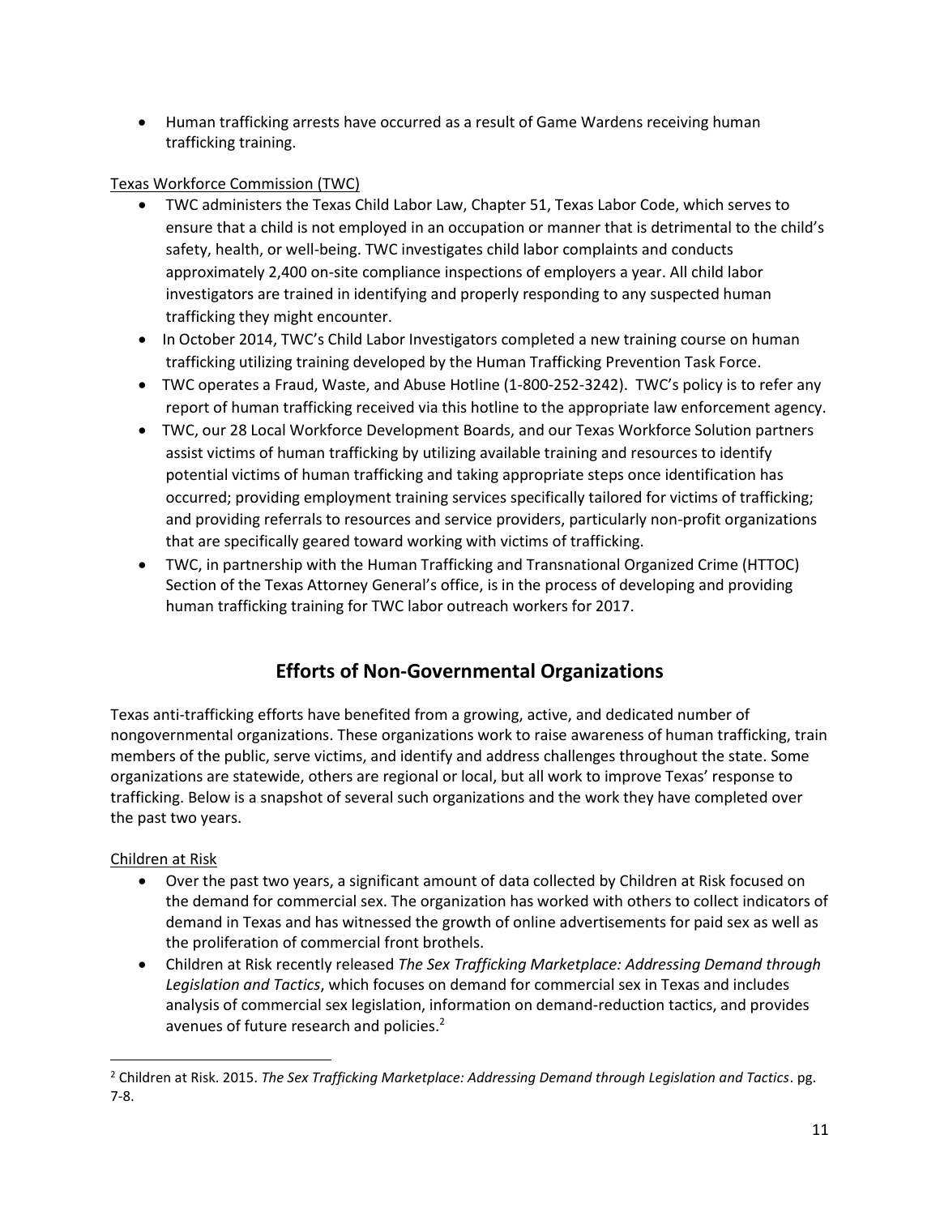- Human trafficking arrests have occurred as a result of Game Wardens receiving human trafficking training.

Texas Workforce Commission (TWC)

- TWC administers the Texas Child Labor Law, Chapter 51, Texas Labor Code, which serves to ensure that a child is not employed in an occupation or manner that is detrimental to the child's safety, health, or well-being. TWC investigates child labor complaints and conducts approximately 2,400 on-site compliance inspections of employers a year. All child labor investigators are trained in identifying and properly responding to any suspected human trafficking they might encounter.
- In October 2014, TWC's Child Labor Investigators completed a new training course on human trafficking utilizing training developed by the Human Trafficking Prevention Task Force.
- TWC operates a Fraud, Waste, and Abuse Hotline (1-800-252-3242). TWC's policy is to refer any report of human trafficking received via this hotline to the appropriate law enforcement agency.
- TWC, our 28 Local Workforce Development Boards, and our Texas Workforce Solution partners assist victims of human trafficking by utilizing available training and resources to identify potential victims of human trafficking and taking appropriate steps once identification has occurred; providing employment training services specifically tailored for victims of trafficking; and providing referrals to resources and service providers, particularly non-profit organizations that are specifically geared toward working with victims of trafficking.
- TWC, in partnership with the Human Trafficking and Transnational Organized Crime (HTTOC) Section of the Texas Attorney General's office, is in the process of developing and providing human trafficking training for TWC labor outreach workers for 2017.

## Efforts of Non-Governmental Organizations

Texas anti-trafficking efforts have benefited from a growing, active, and dedicated number of nongovernmental organizations. These organizations work to raise awareness of human trafficking, train members of the public, serve victims, and identify and address challenges throughout the state. Some organizations are statewide, others are regional or local, but all work to improve Texas' response to trafficking. Below is a snapshot of several such organizations and the work they have completed over the past two years.

Children at Risk

- Over the past two years, a significant amount of data collected by Children at Risk focused on the demand for commercial sex. The organization has worked with others to collect indicators of demand in Texas and has witnessed the growth of online advertisements for paid sex as well as the proliferation of commercial front brothels.
- Children at Risk recently released *The Sex Trafficking Marketplace: Addressing Demand through Legislation and Tactics*, which focuses on demand for commercial sex in Texas and includes analysis of commercial sex legislation, information on demand-reduction tactics, and provides avenues of future research and policies.[2]

[2] Children at Risk. 2015. *The Sex Trafficking Marketplace: Addressing Demand through Legislation and Tactics*. pg. 7-8.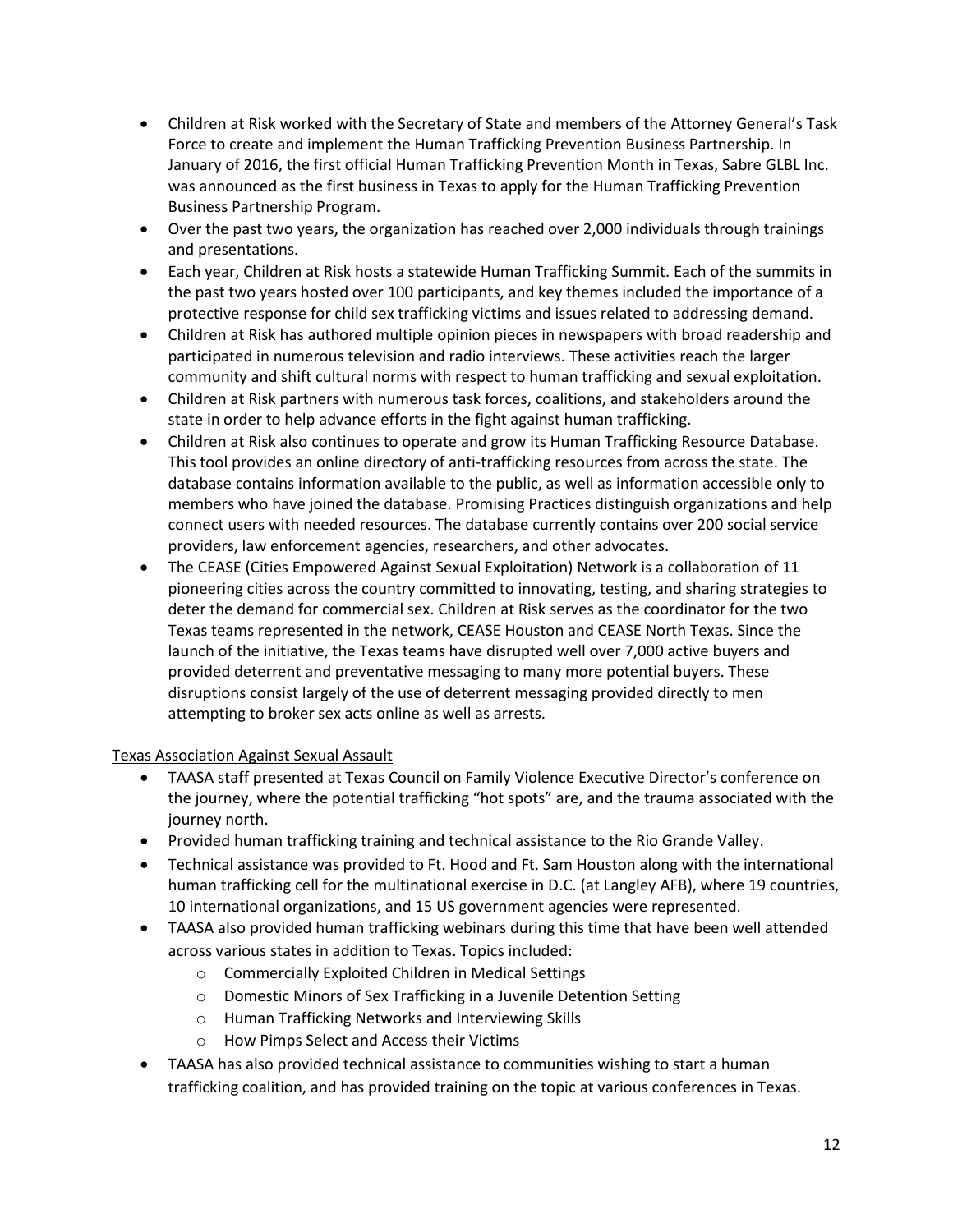- Children at Risk worked with the Secretary of State and members of the Attorney General's Task Force to create and implement the Human Trafficking Prevention Business Partnership. In January of 2016, the first official Human Trafficking Prevention Month in Texas, Sabre GLBL Inc. was announced as the first business in Texas to apply for the Human Trafficking Prevention Business Partnership Program.
- Over the past two years, the organization has reached over 2,000 individuals through trainings and presentations.
- Each year, Children at Risk hosts a statewide Human Trafficking Summit. Each of the summits in the past two years hosted over 100 participants, and key themes included the importance of a protective response for child sex trafficking victims and issues related to addressing demand.
- Children at Risk has authored multiple opinion pieces in newspapers with broad readership and participated in numerous television and radio interviews. These activities reach the larger community and shift cultural norms with respect to human trafficking and sexual exploitation.
- Children at Risk partners with numerous task forces, coalitions, and stakeholders around the state in order to help advance efforts in the fight against human trafficking.
- Children at Risk also continues to operate and grow its Human Trafficking Resource Database. This tool provides an online directory of anti-trafficking resources from across the state. The database contains information available to the public, as well as information accessible only to members who have joined the database. Promising Practices distinguish organizations and help connect users with needed resources. The database currently contains over 200 social service providers, law enforcement agencies, researchers, and other advocates.
- The CEASE (Cities Empowered Against Sexual Exploitation) Network is a collaboration of 11 pioneering cities across the country committed to innovating, testing, and sharing strategies to deter the demand for commercial sex. Children at Risk serves as the coordinator for the two Texas teams represented in the network, CEASE Houston and CEASE North Texas. Since the launch of the initiative, the Texas teams have disrupted well over 7,000 active buyers and provided deterrent and preventative messaging to many more potential buyers. These disruptions consist largely of the use of deterrent messaging provided directly to men attempting to broker sex acts online as well as arrests.

Texas Association Against Sexual Assault

- TAASA staff presented at Texas Council on Family Violence Executive Director's conference on the journey, where the potential trafficking "hot spots" are, and the trauma associated with the journey north.
- Provided human trafficking training and technical assistance to the Rio Grande Valley.
- Technical assistance was provided to Ft. Hood and Ft. Sam Houston along with the international human trafficking cell for the multinational exercise in D.C. (at Langley AFB), where 19 countries, 10 international organizations, and 15 US government agencies were represented.
- TAASA also provided human trafficking webinars during this time that have been well attended across various states in addition to Texas. Topics included:
  - Commercially Exploited Children in Medical Settings
  - Domestic Minors of Sex Trafficking in a Juvenile Detention Setting
  - Human Trafficking Networks and Interviewing Skills
  - How Pimps Select and Access their Victims
- TAASA has also provided technical assistance to communities wishing to start a human trafficking coalition, and has provided training on the topic at various conferences in Texas.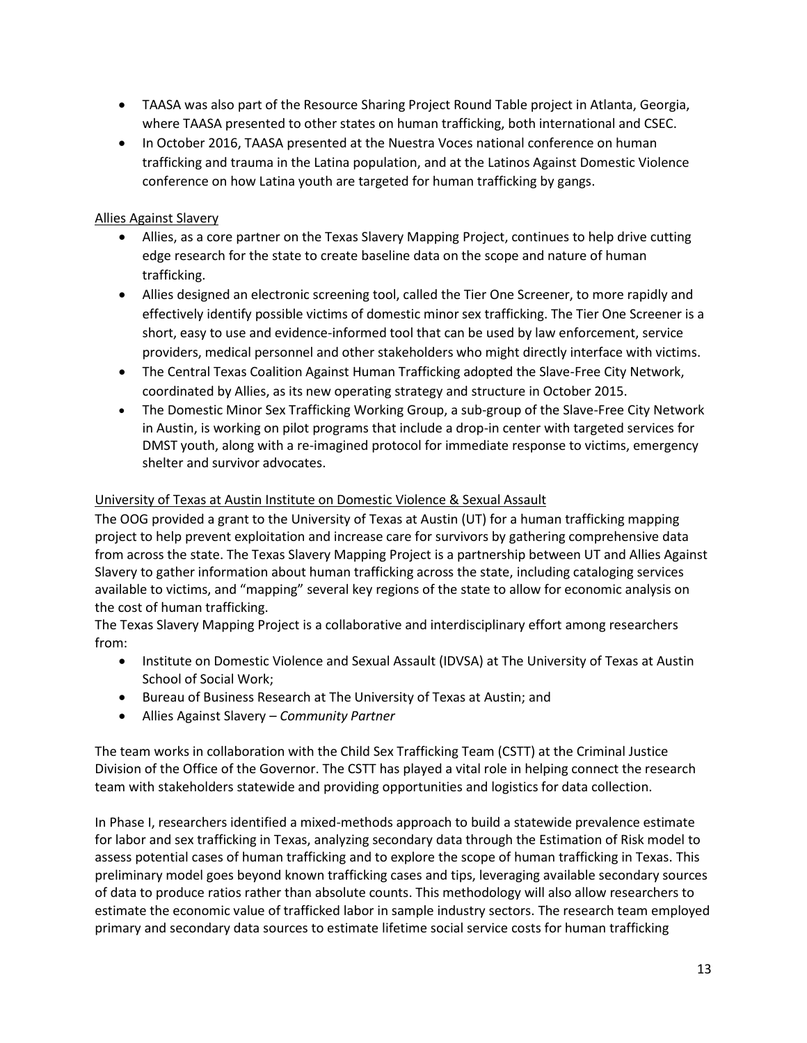- TAASA was also part of the Resource Sharing Project Round Table project in Atlanta, Georgia, where TAASA presented to other states on human trafficking, both international and CSEC.
- In October 2016, TAASA presented at the Nuestra Voces national conference on human trafficking and trauma in the Latina population, and at the Latinos Against Domestic Violence conference on how Latina youth are targeted for human trafficking by gangs.

<u>Allies Against Slavery</u>

- Allies, as a core partner on the Texas Slavery Mapping Project, continues to help drive cutting edge research for the state to create baseline data on the scope and nature of human trafficking.
- Allies designed an electronic screening tool, called the Tier One Screener, to more rapidly and effectively identify possible victims of domestic minor sex trafficking. The Tier One Screener is a short, easy to use and evidence-informed tool that can be used by law enforcement, service providers, medical personnel and other stakeholders who might directly interface with victims.
- The Central Texas Coalition Against Human Trafficking adopted the Slave-Free City Network, coordinated by Allies, as its new operating strategy and structure in October 2015.
- The Domestic Minor Sex Trafficking Working Group, a sub-group of the Slave-Free City Network in Austin, is working on pilot programs that include a drop-in center with targeted services for DMST youth, along with a re-imagined protocol for immediate response to victims, emergency shelter and survivor advocates.

<u>University of Texas at Austin Institute on Domestic Violence & Sexual Assault</u>

The OOG provided a grant to the University of Texas at Austin (UT) for a human trafficking mapping project to help prevent exploitation and increase care for survivors by gathering comprehensive data from across the state. The Texas Slavery Mapping Project is a partnership between UT and Allies Against Slavery to gather information about human trafficking across the state, including cataloging services available to victims, and "mapping" several key regions of the state to allow for economic analysis on the cost of human trafficking.

The Texas Slavery Mapping Project is a collaborative and interdisciplinary effort among researchers from:

- Institute on Domestic Violence and Sexual Assault (IDVSA) at The University of Texas at Austin School of Social Work;
- Bureau of Business Research at The University of Texas at Austin; and
- Allies Against Slavery – *Community Partner*

The team works in collaboration with the Child Sex Trafficking Team (CSTT) at the Criminal Justice Division of the Office of the Governor. The CSTT has played a vital role in helping connect the research team with stakeholders statewide and providing opportunities and logistics for data collection.

In Phase I, researchers identified a mixed-methods approach to build a statewide prevalence estimate for labor and sex trafficking in Texas, analyzing secondary data through the Estimation of Risk model to assess potential cases of human trafficking and to explore the scope of human trafficking in Texas. This preliminary model goes beyond known trafficking cases and tips, leveraging available secondary sources of data to produce ratios rather than absolute counts. This methodology will also allow researchers to estimate the economic value of trafficked labor in sample industry sectors. The research team employed primary and secondary data sources to estimate lifetime social service costs for human trafficking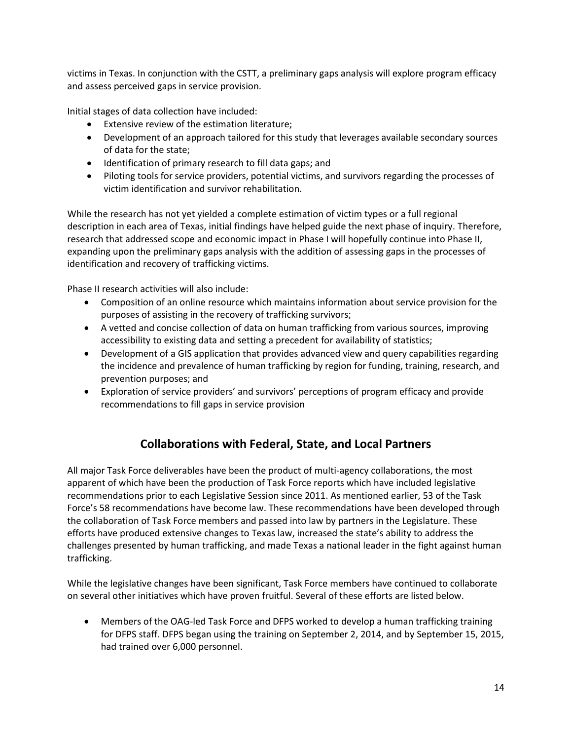victims in Texas. In conjunction with the CSTT, a preliminary gaps analysis will explore program efficacy and assess perceived gaps in service provision.

Initial stages of data collection have included:

- Extensive review of the estimation literature;
- Development of an approach tailored for this study that leverages available secondary sources of data for the state;
- Identification of primary research to fill data gaps; and
- Piloting tools for service providers, potential victims, and survivors regarding the processes of victim identification and survivor rehabilitation.

While the research has not yet yielded a complete estimation of victim types or a full regional description in each area of Texas, initial findings have helped guide the next phase of inquiry. Therefore, research that addressed scope and economic impact in Phase I will hopefully continue into Phase II, expanding upon the preliminary gaps analysis with the addition of assessing gaps in the processes of identification and recovery of trafficking victims.

Phase II research activities will also include:

- Composition of an online resource which maintains information about service provision for the purposes of assisting in the recovery of trafficking survivors;
- A vetted and concise collection of data on human trafficking from various sources, improving accessibility to existing data and setting a precedent for availability of statistics;
- Development of a GIS application that provides advanced view and query capabilities regarding the incidence and prevalence of human trafficking by region for funding, training, research, and prevention purposes; and
- Exploration of service providers' and survivors' perceptions of program efficacy and provide recommendations to fill gaps in service provision

## Collaborations with Federal, State, and Local Partners

All major Task Force deliverables have been the product of multi-agency collaborations, the most apparent of which have been the production of Task Force reports which have included legislative recommendations prior to each Legislative Session since 2011. As mentioned earlier, 53 of the Task Force's 58 recommendations have become law. These recommendations have been developed through the collaboration of Task Force members and passed into law by partners in the Legislature. These efforts have produced extensive changes to Texas law, increased the state's ability to address the challenges presented by human trafficking, and made Texas a national leader in the fight against human trafficking.

While the legislative changes have been significant, Task Force members have continued to collaborate on several other initiatives which have proven fruitful. Several of these efforts are listed below.

- Members of the OAG-led Task Force and DFPS worked to develop a human trafficking training for DFPS staff. DFPS began using the training on September 2, 2014, and by September 15, 2015, had trained over 6,000 personnel.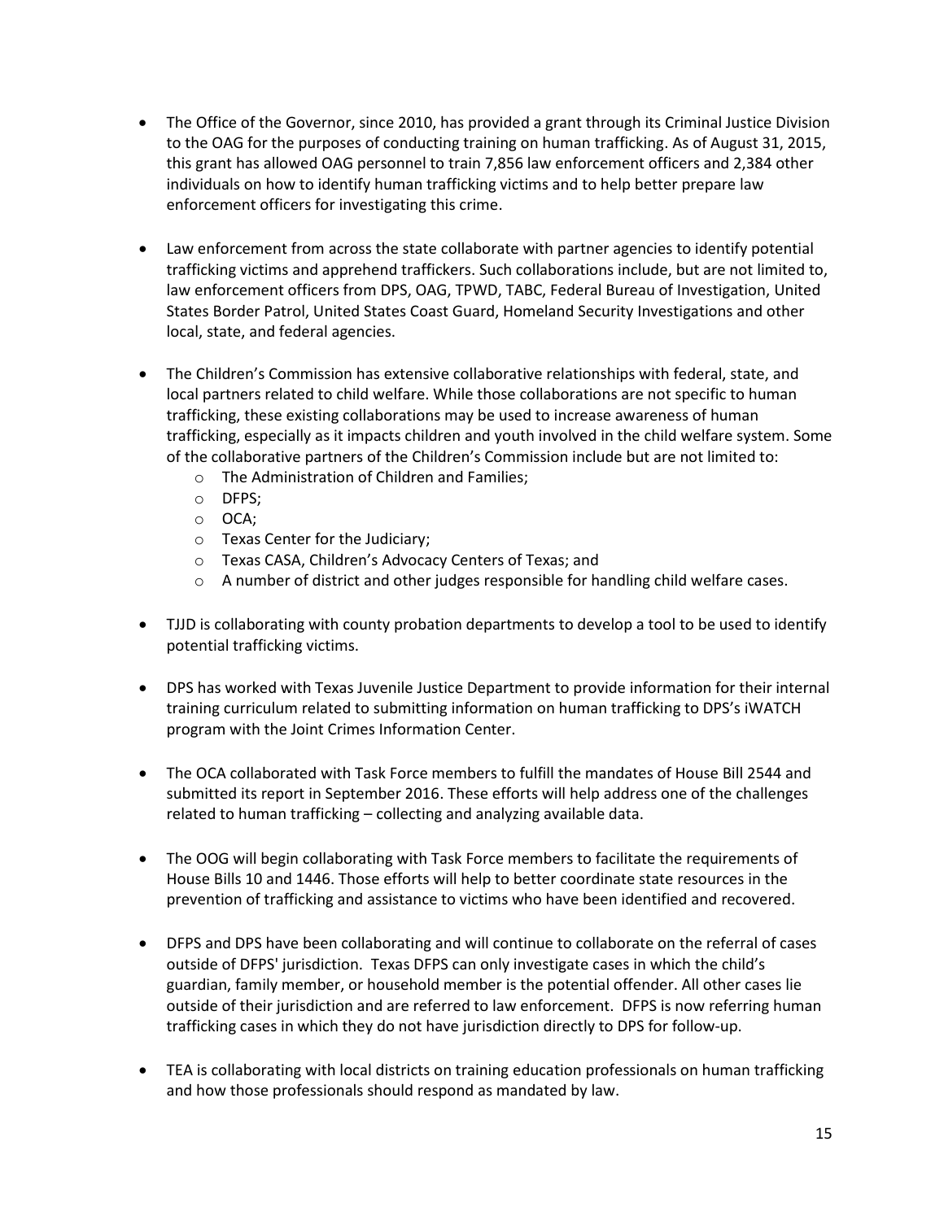- The Office of the Governor, since 2010, has provided a grant through its Criminal Justice Division to the OAG for the purposes of conducting training on human trafficking. As of August 31, 2015, this grant has allowed OAG personnel to train 7,856 law enforcement officers and 2,384 other individuals on how to identify human trafficking victims and to help better prepare law enforcement officers for investigating this crime.

- Law enforcement from across the state collaborate with partner agencies to identify potential trafficking victims and apprehend traffickers. Such collaborations include, but are not limited to, law enforcement officers from DPS, OAG, TPWD, TABC, Federal Bureau of Investigation, United States Border Patrol, United States Coast Guard, Homeland Security Investigations and other local, state, and federal agencies.

- The Children's Commission has extensive collaborative relationships with federal, state, and local partners related to child welfare. While those collaborations are not specific to human trafficking, these existing collaborations may be used to increase awareness of human trafficking, especially as it impacts children and youth involved in the child welfare system. Some of the collaborative partners of the Children's Commission include but are not limited to:
    - The Administration of Children and Families;
    - DFPS;
    - OCA;
    - Texas Center for the Judiciary;
    - Texas CASA, Children's Advocacy Centers of Texas; and
    - A number of district and other judges responsible for handling child welfare cases.

- TJJD is collaborating with county probation departments to develop a tool to be used to identify potential trafficking victims.

- DPS has worked with Texas Juvenile Justice Department to provide information for their internal training curriculum related to submitting information on human trafficking to DPS's iWATCH program with the Joint Crimes Information Center.

- The OCA collaborated with Task Force members to fulfill the mandates of House Bill 2544 and submitted its report in September 2016. These efforts will help address one of the challenges related to human trafficking – collecting and analyzing available data.

- The OOG will begin collaborating with Task Force members to facilitate the requirements of House Bills 10 and 1446. Those efforts will help to better coordinate state resources in the prevention of trafficking and assistance to victims who have been identified and recovered.

- DFPS and DPS have been collaborating and will continue to collaborate on the referral of cases outside of DFPS' jurisdiction. Texas DFPS can only investigate cases in which the child's guardian, family member, or household member is the potential offender. All other cases lie outside of their jurisdiction and are referred to law enforcement. DFPS is now referring human trafficking cases in which they do not have jurisdiction directly to DPS for follow-up.

- TEA is collaborating with local districts on training education professionals on human trafficking and how those professionals should respond as mandated by law.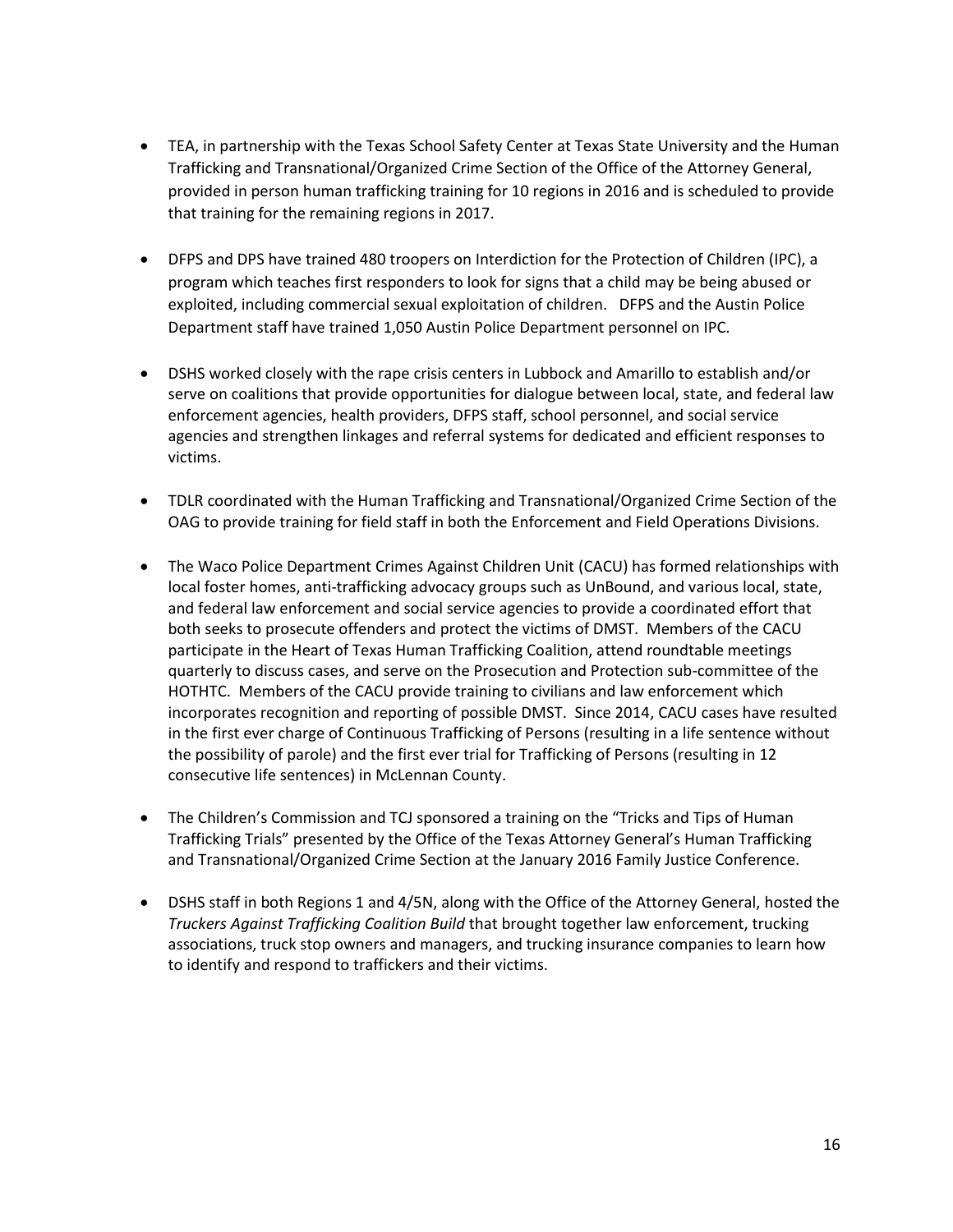- TEA, in partnership with the Texas School Safety Center at Texas State University and the Human Trafficking and Transnational/Organized Crime Section of the Office of the Attorney General, provided in person human trafficking training for 10 regions in 2016 and is scheduled to provide that training for the remaining regions in 2017.

- DFPS and DPS have trained 480 troopers on Interdiction for the Protection of Children (IPC), a program which teaches first responders to look for signs that a child may be being abused or exploited, including commercial sexual exploitation of children. DFPS and the Austin Police Department staff have trained 1,050 Austin Police Department personnel on IPC.

- DSHS worked closely with the rape crisis centers in Lubbock and Amarillo to establish and/or serve on coalitions that provide opportunities for dialogue between local, state, and federal law enforcement agencies, health providers, DFPS staff, school personnel, and social service agencies and strengthen linkages and referral systems for dedicated and efficient responses to victims.

- TDLR coordinated with the Human Trafficking and Transnational/Organized Crime Section of the OAG to provide training for field staff in both the Enforcement and Field Operations Divisions.

- The Waco Police Department Crimes Against Children Unit (CACU) has formed relationships with local foster homes, anti-trafficking advocacy groups such as UnBound, and various local, state, and federal law enforcement and social service agencies to provide a coordinated effort that both seeks to prosecute offenders and protect the victims of DMST. Members of the CACU participate in the Heart of Texas Human Trafficking Coalition, attend roundtable meetings quarterly to discuss cases, and serve on the Prosecution and Protection sub-committee of the HOTHTC. Members of the CACU provide training to civilians and law enforcement which incorporates recognition and reporting of possible DMST. Since 2014, CACU cases have resulted in the first ever charge of Continuous Trafficking of Persons (resulting in a life sentence without the possibility of parole) and the first ever trial for Trafficking of Persons (resulting in 12 consecutive life sentences) in McLennan County.

- The Children's Commission and TCJ sponsored a training on the "Tricks and Tips of Human Trafficking Trials" presented by the Office of the Texas Attorney General's Human Trafficking and Transnational/Organized Crime Section at the January 2016 Family Justice Conference.

- DSHS staff in both Regions 1 and 4/5N, along with the Office of the Attorney General, hosted the *Truckers Against Trafficking Coalition Build* that brought together law enforcement, trucking associations, truck stop owners and managers, and trucking insurance companies to learn how to identify and respond to traffickers and their victims.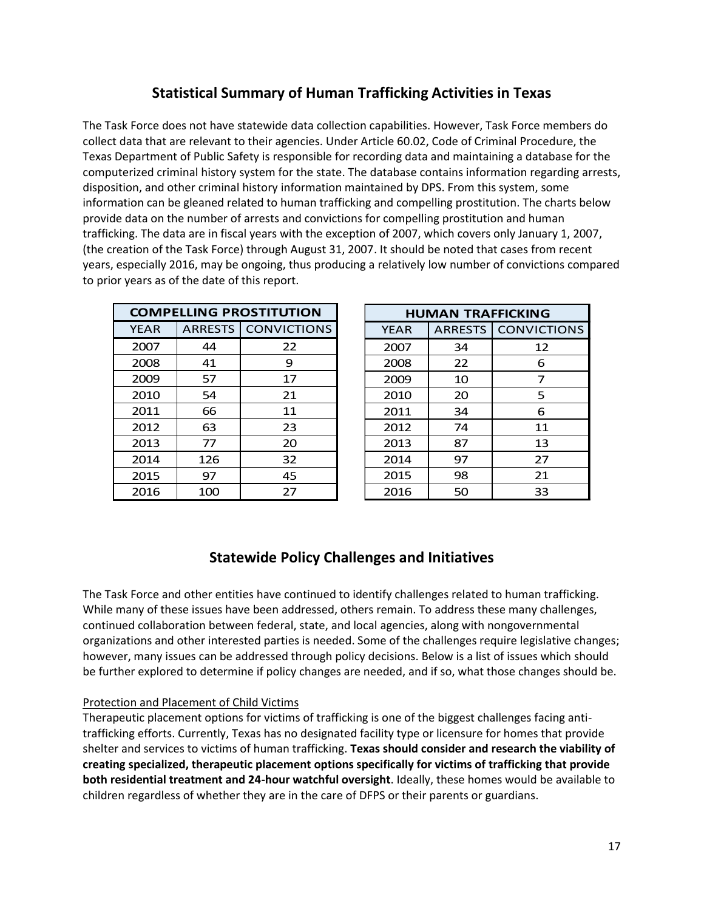## Statistical Summary of Human Trafficking Activities in Texas

The Task Force does not have statewide data collection capabilities. However, Task Force members do collect data that are relevant to their agencies. Under Article 60.02, Code of Criminal Procedure, the Texas Department of Public Safety is responsible for recording data and maintaining a database for the computerized criminal history system for the state. The database contains information regarding arrests, disposition, and other criminal history information maintained by DPS. From this system, some information can be gleaned related to human trafficking and compelling prostitution. The charts below provide data on the number of arrests and convictions for compelling prostitution and human trafficking. The data are in fiscal years with the exception of 2007, which covers only January 1, 2007, (the creation of the Task Force) through August 31, 2007. It should be noted that cases from recent years, especially 2016, may be ongoing, thus producing a relatively low number of convictions compared to prior years as of the date of this report.

| COMPELLING PROSTITUTION | | |
|---|---|---|
| YEAR | ARRESTS | CONVICTIONS |
| 2007 | 44 | 22 |
| 2008 | 41 | 9 |
| 2009 | 57 | 17 |
| 2010 | 54 | 21 |
| 2011 | 66 | 11 |
| 2012 | 63 | 23 |
| 2013 | 77 | 20 |
| 2014 | 126 | 32 |
| 2015 | 97 | 45 |
| 2016 | 100 | 27 |

| HUMAN TRAFFICKING | | |
|---|---|---|
| YEAR | ARRESTS | CONVICTIONS |
| 2007 | 34 | 12 |
| 2008 | 22 | 6 |
| 2009 | 10 | 7 |
| 2010 | 20 | 5 |
| 2011 | 34 | 6 |
| 2012 | 74 | 11 |
| 2013 | 87 | 13 |
| 2014 | 97 | 27 |
| 2015 | 98 | 21 |
| 2016 | 50 | 33 |

## Statewide Policy Challenges and Initiatives

The Task Force and other entities have continued to identify challenges related to human trafficking. While many of these issues have been addressed, others remain. To address these many challenges, continued collaboration between federal, state, and local agencies, along with nongovernmental organizations and other interested parties is needed. Some of the challenges require legislative changes; however, many issues can be addressed through policy decisions. Below is a list of issues which should be further explored to determine if policy changes are needed, and if so, what those changes should be.

Protection and Placement of Child Victims

Therapeutic placement options for victims of trafficking is one of the biggest challenges facing anti-trafficking efforts. Currently, Texas has no designated facility type or licensure for homes that provide shelter and services to victims of human trafficking. **Texas should consider and research the viability of creating specialized, therapeutic placement options specifically for victims of trafficking that provide both residential treatment and 24-hour watchful oversight**. Ideally, these homes would be available to children regardless of whether they are in the care of DFPS or their parents or guardians.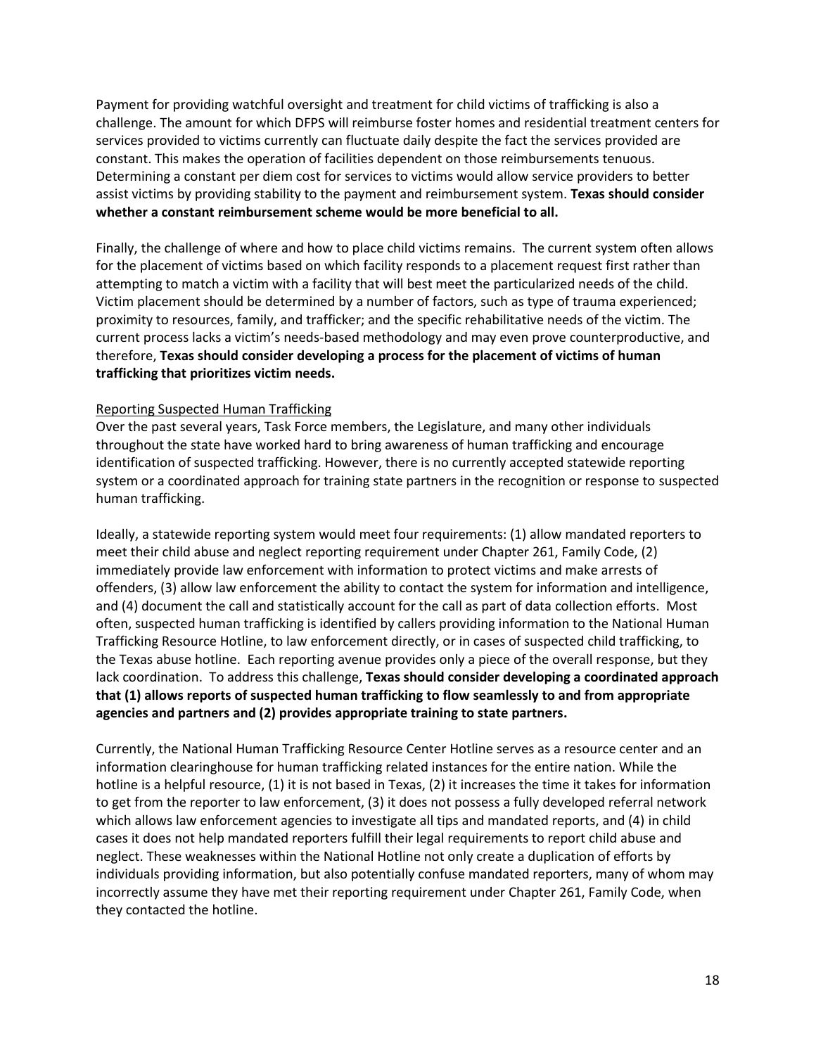Payment for providing watchful oversight and treatment for child victims of trafficking is also a challenge. The amount for which DFPS will reimburse foster homes and residential treatment centers for services provided to victims currently can fluctuate daily despite the fact the services provided are constant. This makes the operation of facilities dependent on those reimbursements tenuous. Determining a constant per diem cost for services to victims would allow service providers to better assist victims by providing stability to the payment and reimbursement system. **Texas should consider whether a constant reimbursement scheme would be more beneficial to all.**

Finally, the challenge of where and how to place child victims remains. The current system often allows for the placement of victims based on which facility responds to a placement request first rather than attempting to match a victim with a facility that will best meet the particularized needs of the child. Victim placement should be determined by a number of factors, such as type of trauma experienced; proximity to resources, family, and trafficker; and the specific rehabilitative needs of the victim. The current process lacks a victim's needs-based methodology and may even prove counterproductive, and therefore, **Texas should consider developing a process for the placement of victims of human trafficking that prioritizes victim needs.**

<u>Reporting Suspected Human Trafficking</u>

Over the past several years, Task Force members, the Legislature, and many other individuals throughout the state have worked hard to bring awareness of human trafficking and encourage identification of suspected trafficking. However, there is no currently accepted statewide reporting system or a coordinated approach for training state partners in the recognition or response to suspected human trafficking.

Ideally, a statewide reporting system would meet four requirements: (1) allow mandated reporters to meet their child abuse and neglect reporting requirement under Chapter 261, Family Code, (2) immediately provide law enforcement with information to protect victims and make arrests of offenders, (3) allow law enforcement the ability to contact the system for information and intelligence, and (4) document the call and statistically account for the call as part of data collection efforts. Most often, suspected human trafficking is identified by callers providing information to the National Human Trafficking Resource Hotline, to law enforcement directly, or in cases of suspected child trafficking, to the Texas abuse hotline. Each reporting avenue provides only a piece of the overall response, but they lack coordination. To address this challenge, **Texas should consider developing a coordinated approach that (1) allows reports of suspected human trafficking to flow seamlessly to and from appropriate agencies and partners and (2) provides appropriate training to state partners.**

Currently, the National Human Trafficking Resource Center Hotline serves as a resource center and an information clearinghouse for human trafficking related instances for the entire nation. While the hotline is a helpful resource, (1) it is not based in Texas, (2) it increases the time it takes for information to get from the reporter to law enforcement, (3) it does not possess a fully developed referral network which allows law enforcement agencies to investigate all tips and mandated reports, and (4) in child cases it does not help mandated reporters fulfill their legal requirements to report child abuse and neglect. These weaknesses within the National Hotline not only create a duplication of efforts by individuals providing information, but also potentially confuse mandated reporters, many of whom may incorrectly assume they have met their reporting requirement under Chapter 261, Family Code, when they contacted the hotline.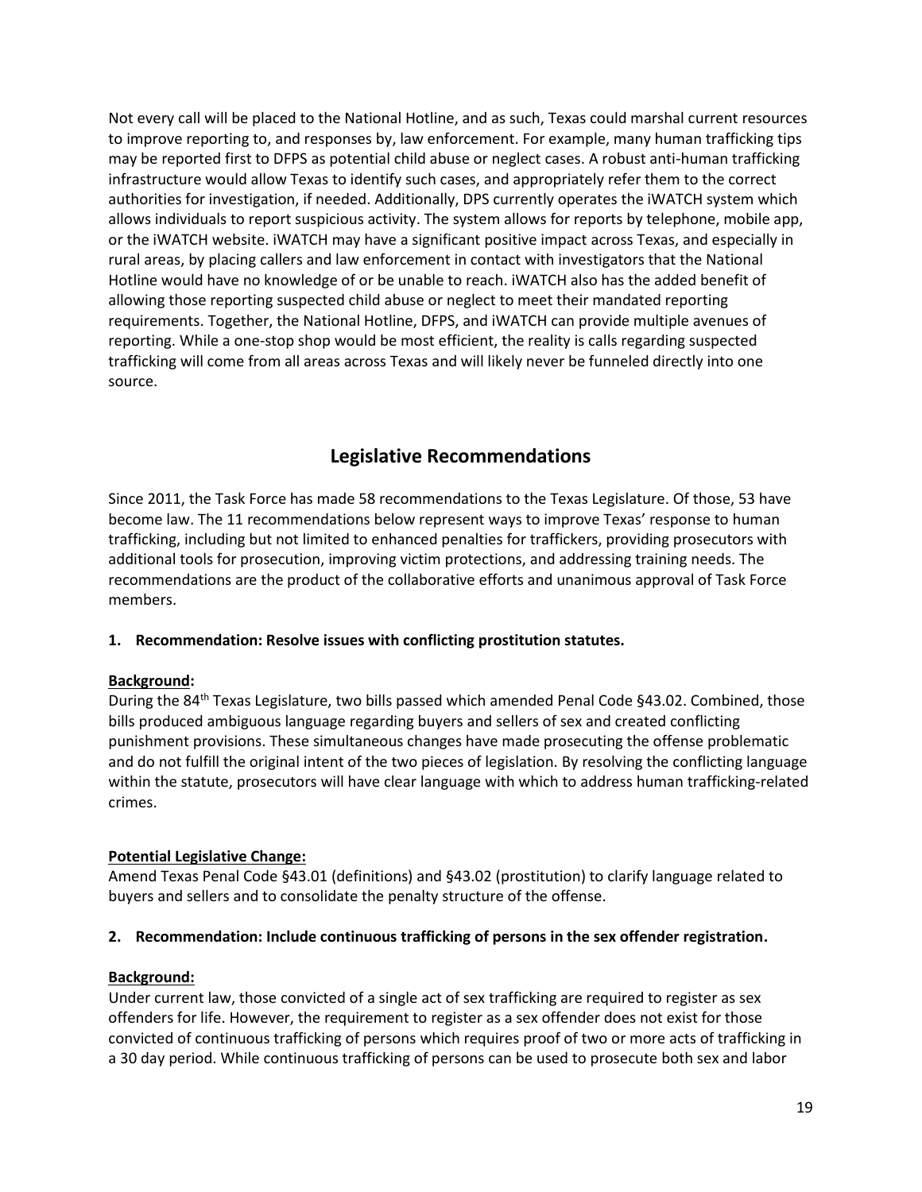Not every call will be placed to the National Hotline, and as such, Texas could marshal current resources to improve reporting to, and responses by, law enforcement. For example, many human trafficking tips may be reported first to DFPS as potential child abuse or neglect cases. A robust anti-human trafficking infrastructure would allow Texas to identify such cases, and appropriately refer them to the correct authorities for investigation, if needed. Additionally, DPS currently operates the iWATCH system which allows individuals to report suspicious activity. The system allows for reports by telephone, mobile app, or the iWATCH website. iWATCH may have a significant positive impact across Texas, and especially in rural areas, by placing callers and law enforcement in contact with investigators that the National Hotline would have no knowledge of or be unable to reach. iWATCH also has the added benefit of allowing those reporting suspected child abuse or neglect to meet their mandated reporting requirements. Together, the National Hotline, DFPS, and iWATCH can provide multiple avenues of reporting. While a one-stop shop would be most efficient, the reality is calls regarding suspected trafficking will come from all areas across Texas and will likely never be funneled directly into one source.

## Legislative Recommendations

Since 2011, the Task Force has made 58 recommendations to the Texas Legislature. Of those, 53 have become law. The 11 recommendations below represent ways to improve Texas' response to human trafficking, including but not limited to enhanced penalties for traffickers, providing prosecutors with additional tools for prosecution, improving victim protections, and addressing training needs. The recommendations are the product of the collaborative efforts and unanimous approval of Task Force members.

**1. Recommendation: Resolve issues with conflicting prostitution statutes.**

**Background:**

During the 84th Texas Legislature, two bills passed which amended Penal Code §43.02. Combined, those bills produced ambiguous language regarding buyers and sellers of sex and created conflicting punishment provisions. These simultaneous changes have made prosecuting the offense problematic and do not fulfill the original intent of the two pieces of legislation. By resolving the conflicting language within the statute, prosecutors will have clear language with which to address human trafficking-related crimes.

**Potential Legislative Change:**

Amend Texas Penal Code §43.01 (definitions) and §43.02 (prostitution) to clarify language related to buyers and sellers and to consolidate the penalty structure of the offense.

**2. Recommendation: Include continuous trafficking of persons in the sex offender registration.**

**Background:**

Under current law, those convicted of a single act of sex trafficking are required to register as sex offenders for life. However, the requirement to register as a sex offender does not exist for those convicted of continuous trafficking of persons which requires proof of two or more acts of trafficking in a 30 day period. While continuous trafficking of persons can be used to prosecute both sex and labor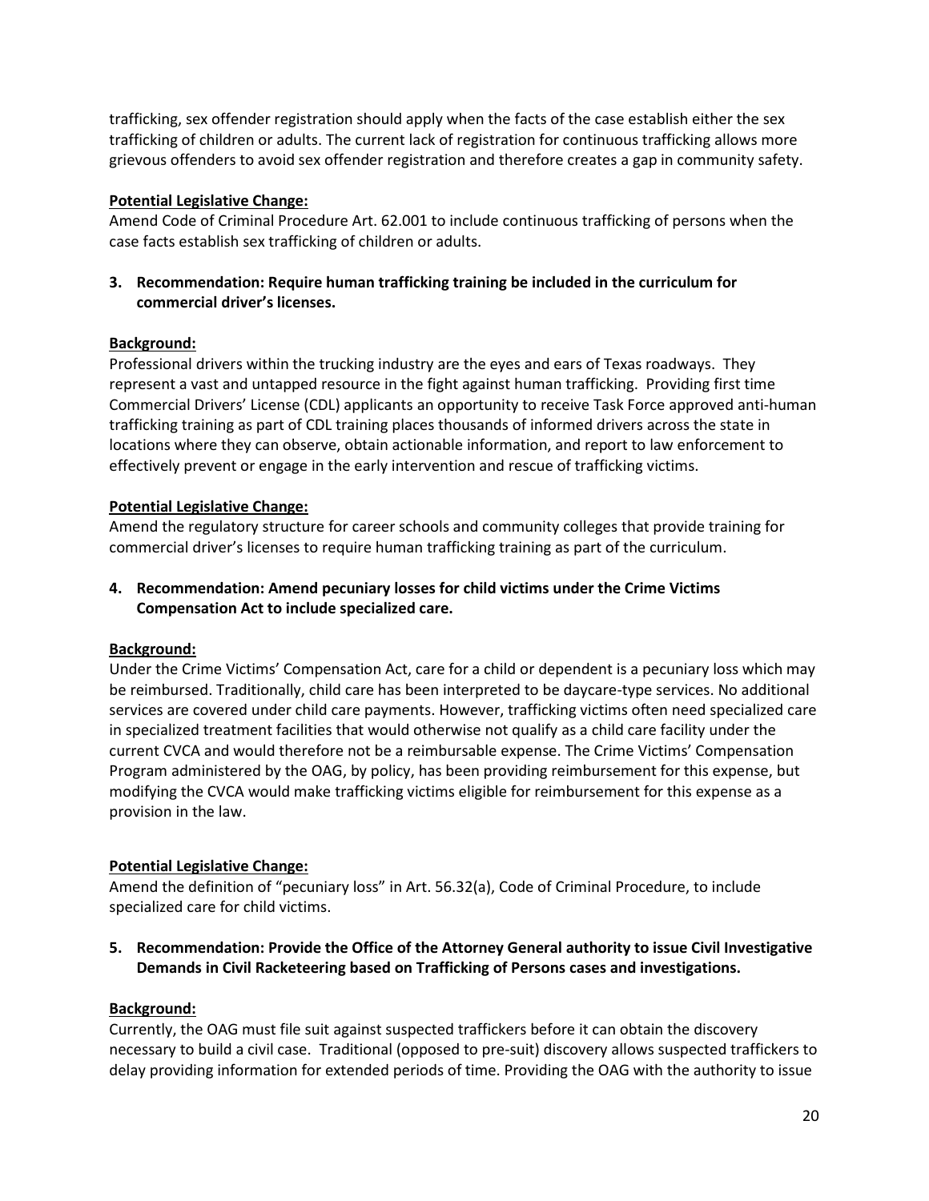trafficking, sex offender registration should apply when the facts of the case establish either the sex trafficking of children or adults. The current lack of registration for continuous trafficking allows more grievous offenders to avoid sex offender registration and therefore creates a gap in community safety.

**Potential Legislative Change:**

Amend Code of Criminal Procedure Art. 62.001 to include continuous trafficking of persons when the case facts establish sex trafficking of children or adults.

**3. Recommendation: Require human trafficking training be included in the curriculum for commercial driver's licenses.**

**Background:**

Professional drivers within the trucking industry are the eyes and ears of Texas roadways. They represent a vast and untapped resource in the fight against human trafficking. Providing first time Commercial Drivers' License (CDL) applicants an opportunity to receive Task Force approved anti-human trafficking training as part of CDL training places thousands of informed drivers across the state in locations where they can observe, obtain actionable information, and report to law enforcement to effectively prevent or engage in the early intervention and rescue of trafficking victims.

**Potential Legislative Change:**

Amend the regulatory structure for career schools and community colleges that provide training for commercial driver's licenses to require human trafficking training as part of the curriculum.

**4. Recommendation: Amend pecuniary losses for child victims under the Crime Victims Compensation Act to include specialized care.**

**Background:**

Under the Crime Victims' Compensation Act, care for a child or dependent is a pecuniary loss which may be reimbursed. Traditionally, child care has been interpreted to be daycare-type services. No additional services are covered under child care payments. However, trafficking victims often need specialized care in specialized treatment facilities that would otherwise not qualify as a child care facility under the current CVCA and would therefore not be a reimbursable expense. The Crime Victims' Compensation Program administered by the OAG, by policy, has been providing reimbursement for this expense, but modifying the CVCA would make trafficking victims eligible for reimbursement for this expense as a provision in the law.

**Potential Legislative Change:**

Amend the definition of "pecuniary loss" in Art. 56.32(a), Code of Criminal Procedure, to include specialized care for child victims.

**5. Recommendation: Provide the Office of the Attorney General authority to issue Civil Investigative Demands in Civil Racketeering based on Trafficking of Persons cases and investigations.**

**Background:**

Currently, the OAG must file suit against suspected traffickers before it can obtain the discovery necessary to build a civil case. Traditional (opposed to pre-suit) discovery allows suspected traffickers to delay providing information for extended periods of time. Providing the OAG with the authority to issue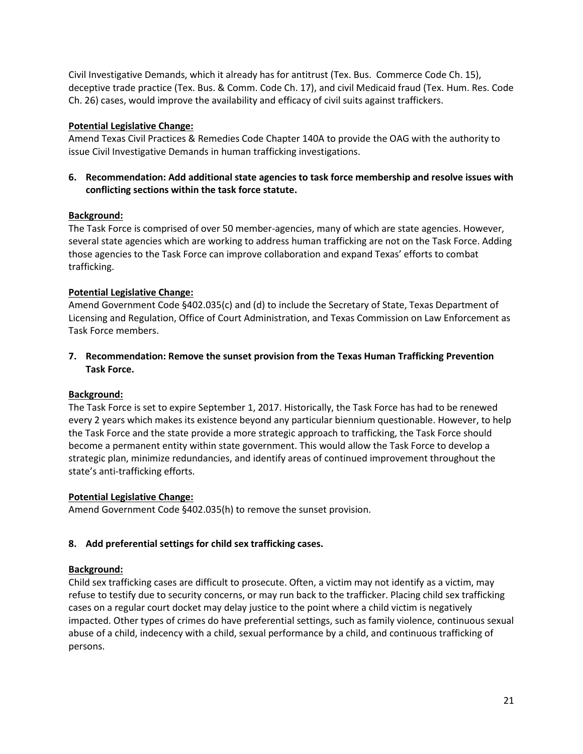Civil Investigative Demands, which it already has for antitrust (Tex. Bus.  Commerce Code Ch. 15), deceptive trade practice (Tex. Bus. & Comm. Code Ch. 17), and civil Medicaid fraud (Tex. Hum. Res. Code Ch. 26) cases, would improve the availability and efficacy of civil suits against traffickers.

**Potential Legislative Change:**

Amend Texas Civil Practices & Remedies Code Chapter 140A to provide the OAG with the authority to issue Civil Investigative Demands in human trafficking investigations.

**6. Recommendation: Add additional state agencies to task force membership and resolve issues with conflicting sections within the task force statute.**

**Background:**

The Task Force is comprised of over 50 member-agencies, many of which are state agencies. However, several state agencies which are working to address human trafficking are not on the Task Force. Adding those agencies to the Task Force can improve collaboration and expand Texas' efforts to combat trafficking.

**Potential Legislative Change:**

Amend Government Code §402.035(c) and (d) to include the Secretary of State, Texas Department of Licensing and Regulation, Office of Court Administration, and Texas Commission on Law Enforcement as Task Force members.

**7. Recommendation: Remove the sunset provision from the Texas Human Trafficking Prevention Task Force.**

**Background:**

The Task Force is set to expire September 1, 2017. Historically, the Task Force has had to be renewed every 2 years which makes its existence beyond any particular biennium questionable. However, to help the Task Force and the state provide a more strategic approach to trafficking, the Task Force should become a permanent entity within state government. This would allow the Task Force to develop a strategic plan, minimize redundancies, and identify areas of continued improvement throughout the state's anti-trafficking efforts.

**Potential Legislative Change:**

Amend Government Code §402.035(h) to remove the sunset provision.

**8. Add preferential settings for child sex trafficking cases.**

**Background:**

Child sex trafficking cases are difficult to prosecute. Often, a victim may not identify as a victim, may refuse to testify due to security concerns, or may run back to the trafficker. Placing child sex trafficking cases on a regular court docket may delay justice to the point where a child victim is negatively impacted. Other types of crimes do have preferential settings, such as family violence, continuous sexual abuse of a child, indecency with a child, sexual performance by a child, and continuous trafficking of persons.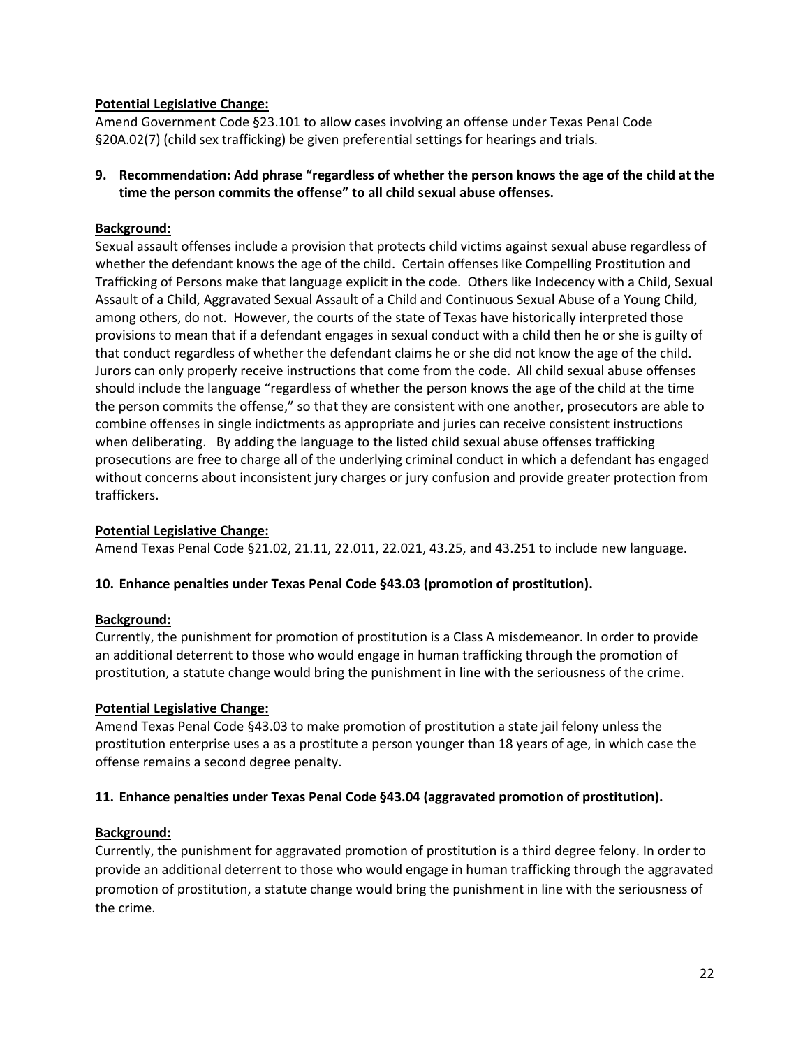**Potential Legislative Change:**

Amend Government Code §23.101 to allow cases involving an offense under Texas Penal Code §20A.02(7) (child sex trafficking) be given preferential settings for hearings and trials.

**9. Recommendation: Add phrase "regardless of whether the person knows the age of the child at the time the person commits the offense" to all child sexual abuse offenses.**

**Background:**

Sexual assault offenses include a provision that protects child victims against sexual abuse regardless of whether the defendant knows the age of the child. Certain offenses like Compelling Prostitution and Trafficking of Persons make that language explicit in the code. Others like Indecency with a Child, Sexual Assault of a Child, Aggravated Sexual Assault of a Child and Continuous Sexual Abuse of a Young Child, among others, do not. However, the courts of the state of Texas have historically interpreted those provisions to mean that if a defendant engages in sexual conduct with a child then he or she is guilty of that conduct regardless of whether the defendant claims he or she did not know the age of the child. Jurors can only properly receive instructions that come from the code. All child sexual abuse offenses should include the language "regardless of whether the person knows the age of the child at the time the person commits the offense," so that they are consistent with one another, prosecutors are able to combine offenses in single indictments as appropriate and juries can receive consistent instructions when deliberating. By adding the language to the listed child sexual abuse offenses trafficking prosecutions are free to charge all of the underlying criminal conduct in which a defendant has engaged without concerns about inconsistent jury charges or jury confusion and provide greater protection from traffickers.

**Potential Legislative Change:**

Amend Texas Penal Code §21.02, 21.11, 22.011, 22.021, 43.25, and 43.251 to include new language.

**10. Enhance penalties under Texas Penal Code §43.03 (promotion of prostitution).**

**Background:**

Currently, the punishment for promotion of prostitution is a Class A misdemeanor. In order to provide an additional deterrent to those who would engage in human trafficking through the promotion of prostitution, a statute change would bring the punishment in line with the seriousness of the crime.

**Potential Legislative Change:**

Amend Texas Penal Code §43.03 to make promotion of prostitution a state jail felony unless the prostitution enterprise uses a as a prostitute a person younger than 18 years of age, in which case the offense remains a second degree penalty.

**11. Enhance penalties under Texas Penal Code §43.04 (aggravated promotion of prostitution).**

**Background:**

Currently, the punishment for aggravated promotion of prostitution is a third degree felony. In order to provide an additional deterrent to those who would engage in human trafficking through the aggravated promotion of prostitution, a statute change would bring the punishment in line with the seriousness of the crime.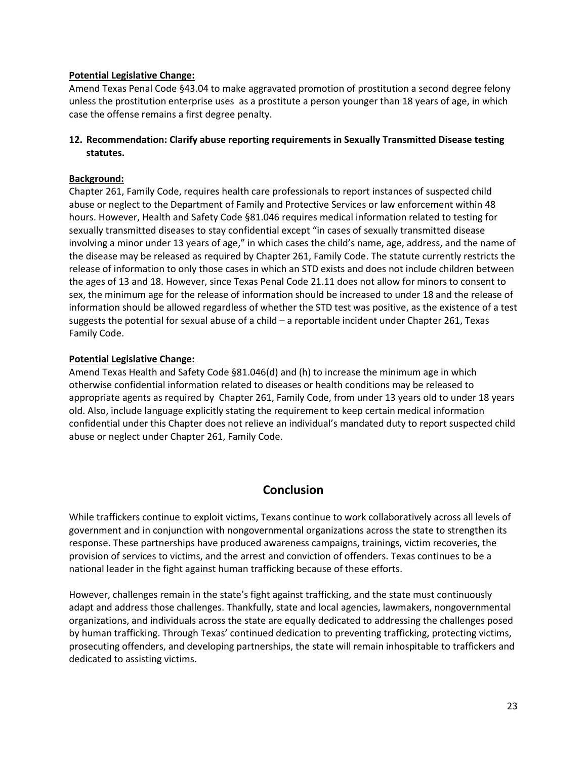**Potential Legislative Change:**

Amend Texas Penal Code §43.04 to make aggravated promotion of prostitution a second degree felony unless the prostitution enterprise uses as a prostitute a person younger than 18 years of age, in which case the offense remains a first degree penalty.

**12. Recommendation: Clarify abuse reporting requirements in Sexually Transmitted Disease testing statutes.**

**Background:**

Chapter 261, Family Code, requires health care professionals to report instances of suspected child abuse or neglect to the Department of Family and Protective Services or law enforcement within 48 hours. However, Health and Safety Code §81.046 requires medical information related to testing for sexually transmitted diseases to stay confidential except "in cases of sexually transmitted disease involving a minor under 13 years of age," in which cases the child's name, age, address, and the name of the disease may be released as required by Chapter 261, Family Code. The statute currently restricts the release of information to only those cases in which an STD exists and does not include children between the ages of 13 and 18. However, since Texas Penal Code 21.11 does not allow for minors to consent to sex, the minimum age for the release of information should be increased to under 18 and the release of information should be allowed regardless of whether the STD test was positive, as the existence of a test suggests the potential for sexual abuse of a child – a reportable incident under Chapter 261, Texas Family Code.

**Potential Legislative Change:**

Amend Texas Health and Safety Code §81.046(d) and (h) to increase the minimum age in which otherwise confidential information related to diseases or health conditions may be released to appropriate agents as required by Chapter 261, Family Code, from under 13 years old to under 18 years old. Also, include language explicitly stating the requirement to keep certain medical information confidential under this Chapter does not relieve an individual's mandated duty to report suspected child abuse or neglect under Chapter 261, Family Code.

## Conclusion

While traffickers continue to exploit victims, Texans continue to work collaboratively across all levels of government and in conjunction with nongovernmental organizations across the state to strengthen its response. These partnerships have produced awareness campaigns, trainings, victim recoveries, the provision of services to victims, and the arrest and conviction of offenders. Texas continues to be a national leader in the fight against human trafficking because of these efforts.

However, challenges remain in the state's fight against trafficking, and the state must continuously adapt and address those challenges. Thankfully, state and local agencies, lawmakers, nongovernmental organizations, and individuals across the state are equally dedicated to addressing the challenges posed by human trafficking. Through Texas' continued dedication to preventing trafficking, protecting victims, prosecuting offenders, and developing partnerships, the state will remain inhospitable to traffickers and dedicated to assisting victims.